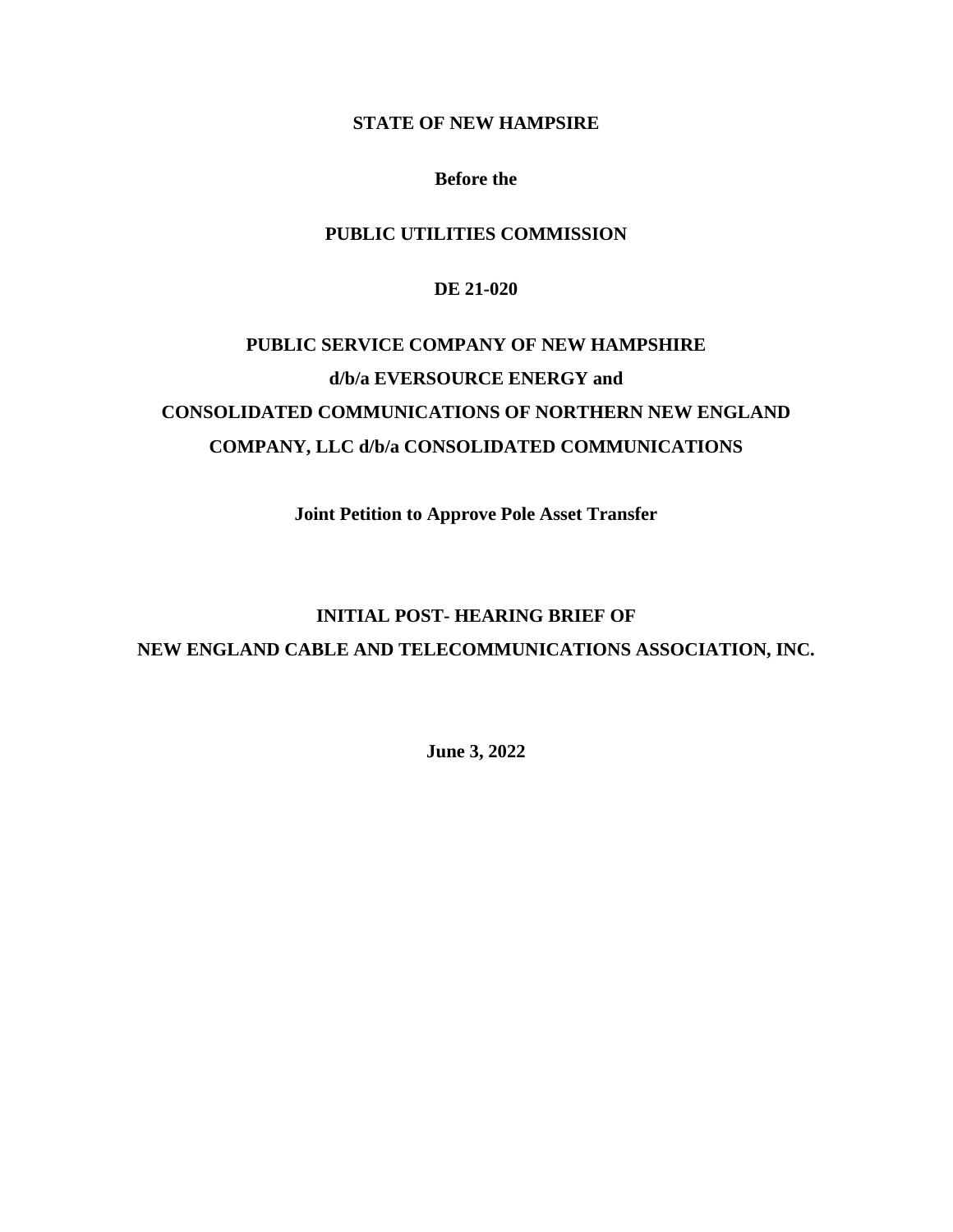**STATE OF NEW HAMPSIRE**

**Before the**

**PUBLIC UTILITIES COMMISSION**

**DE 21-020**

**PUBLIC SERVICE COMPANY OF NEW HAMPSHIRE d/b/a EVERSOURCE ENERGY and CONSOLIDATED COMMUNICATIONS OF NORTHERN NEW ENGLAND COMPANY, LLC d/b/a CONSOLIDATED COMMUNICATIONS**

**Joint Petition to Approve Pole Asset Transfer**

**INITIAL POST- HEARING BRIEF OF NEW ENGLAND CABLE AND TELECOMMUNICATIONS ASSOCIATION, INC.**

**June 3, 2022**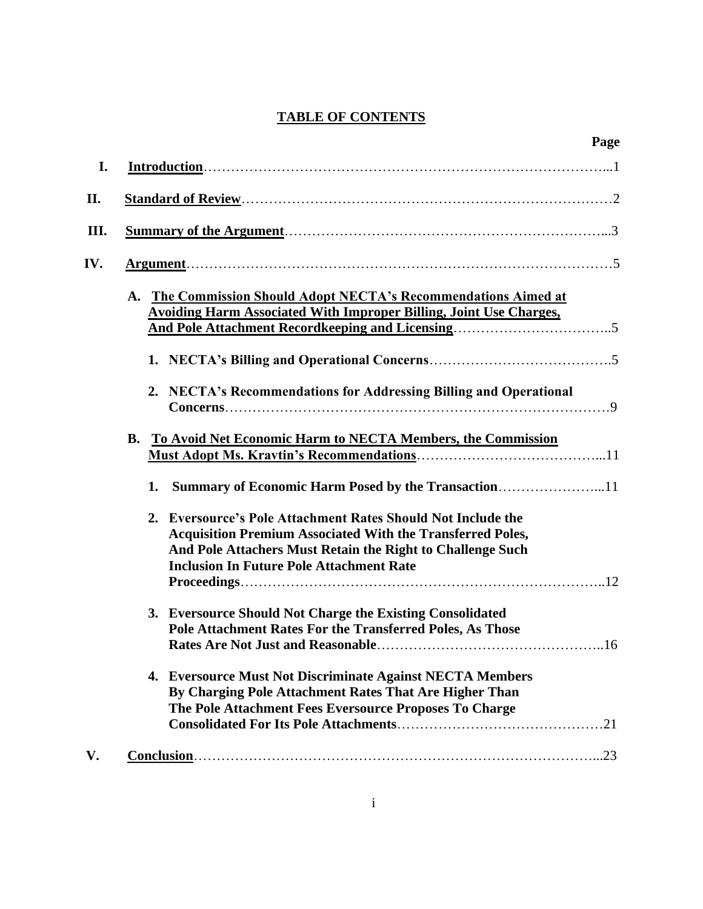# TABLE OF CONTENTS

| | | Page |
|---|---|---|
| I. | **Introduction** | 1 |
| II. | **Standard of Review** | 2 |
| III. | **Summary of the Argument** | 3 |
| IV. | **Argument** | 5 |
| | A. **The Commission Should Adopt NECTA's Recommendations Aimed at Avoiding Harm Associated With Improper Billing, Joint Use Charges, And Pole Attachment Recordkeeping and Licensing** | 5 |
| | 1. **NECTA's Billing and Operational Concerns** | 5 |
| | 2. **NECTA's Recommendations for Addressing Billing and Operational Concerns** | 9 |
| | B. **To Avoid Net Economic Harm to NECTA Members, the Commission Must Adopt Ms. Kravtin's Recommendations** | 11 |
| | 1. **Summary of Economic Harm Posed by the Transaction** | 11 |
| | 2. **Eversource's Pole Attachment Rates Should Not Include the Acquisition Premium Associated With the Transferred Poles, And Pole Attachers Must Retain the Right to Challenge Such Inclusion In Future Pole Attachment Rate Proceedings** | 12 |
| | 3. **Eversource Should Not Charge the Existing Consolidated Pole Attachment Rates For the Transferred Poles, As Those Rates Are Not Just and Reasonable** | 16 |
| | 4. **Eversource Must Not Discriminate Against NECTA Members By Charging Pole Attachment Rates That Are Higher Than The Pole Attachment Fees Eversource Proposes To Charge Consolidated For Its Pole Attachments** | 21 |
| V. | **Conclusion** | 23 |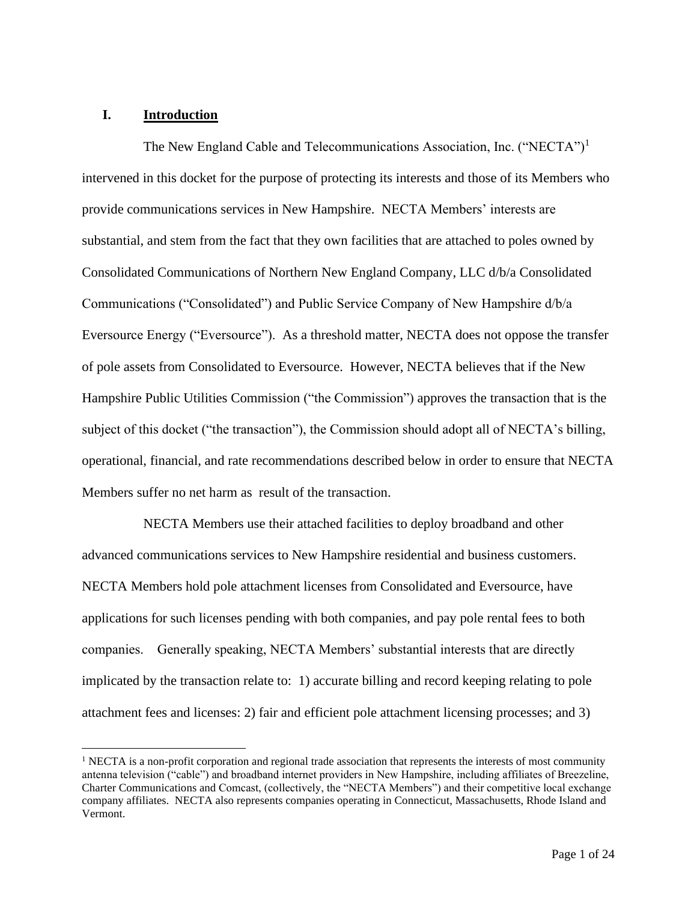## I. Introduction

The New England Cable and Telecommunications Association, Inc. ("NECTA")[1] intervened in this docket for the purpose of protecting its interests and those of its Members who provide communications services in New Hampshire. NECTA Members' interests are substantial, and stem from the fact that they own facilities that are attached to poles owned by Consolidated Communications of Northern New England Company, LLC d/b/a Consolidated Communications ("Consolidated") and Public Service Company of New Hampshire d/b/a Eversource Energy ("Eversource"). As a threshold matter, NECTA does not oppose the transfer of pole assets from Consolidated to Eversource. However, NECTA believes that if the New Hampshire Public Utilities Commission ("the Commission") approves the transaction that is the subject of this docket ("the transaction"), the Commission should adopt all of NECTA's billing, operational, financial, and rate recommendations described below in order to ensure that NECTA Members suffer no net harm as result of the transaction.

NECTA Members use their attached facilities to deploy broadband and other advanced communications services to New Hampshire residential and business customers. NECTA Members hold pole attachment licenses from Consolidated and Eversource, have applications for such licenses pending with both companies, and pay pole rental fees to both companies. Generally speaking, NECTA Members' substantial interests that are directly implicated by the transaction relate to: 1) accurate billing and record keeping relating to pole attachment fees and licenses: 2) fair and efficient pole attachment licensing processes; and 3)

[1] NECTA is a non-profit corporation and regional trade association that represents the interests of most community antenna television ("cable") and broadband internet providers in New Hampshire, including affiliates of Breezeline, Charter Communications and Comcast, (collectively, the "NECTA Members") and their competitive local exchange company affiliates. NECTA also represents companies operating in Connecticut, Massachusetts, Rhode Island and Vermont.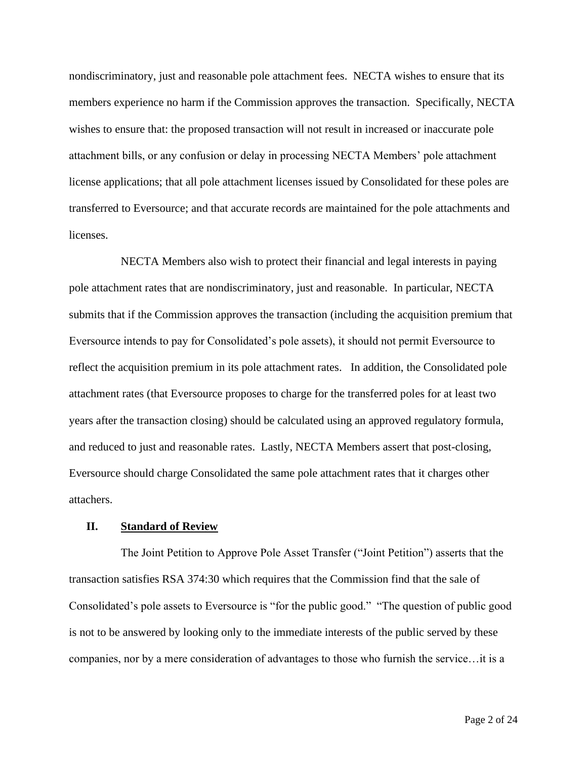nondiscriminatory, just and reasonable pole attachment fees. NECTA wishes to ensure that its members experience no harm if the Commission approves the transaction. Specifically, NECTA wishes to ensure that: the proposed transaction will not result in increased or inaccurate pole attachment bills, or any confusion or delay in processing NECTA Members' pole attachment license applications; that all pole attachment licenses issued by Consolidated for these poles are transferred to Eversource; and that accurate records are maintained for the pole attachments and licenses.

NECTA Members also wish to protect their financial and legal interests in paying pole attachment rates that are nondiscriminatory, just and reasonable. In particular, NECTA submits that if the Commission approves the transaction (including the acquisition premium that Eversource intends to pay for Consolidated's pole assets), it should not permit Eversource to reflect the acquisition premium in its pole attachment rates. In addition, the Consolidated pole attachment rates (that Eversource proposes to charge for the transferred poles for at least two years after the transaction closing) should be calculated using an approved regulatory formula, and reduced to just and reasonable rates. Lastly, NECTA Members assert that post-closing, Eversource should charge Consolidated the same pole attachment rates that it charges other attachers.

## II. Standard of Review

The Joint Petition to Approve Pole Asset Transfer ("Joint Petition") asserts that the transaction satisfies RSA 374:30 which requires that the Commission find that the sale of Consolidated's pole assets to Eversource is "for the public good." "The question of public good is not to be answered by looking only to the immediate interests of the public served by these companies, nor by a mere consideration of advantages to those who furnish the service…it is a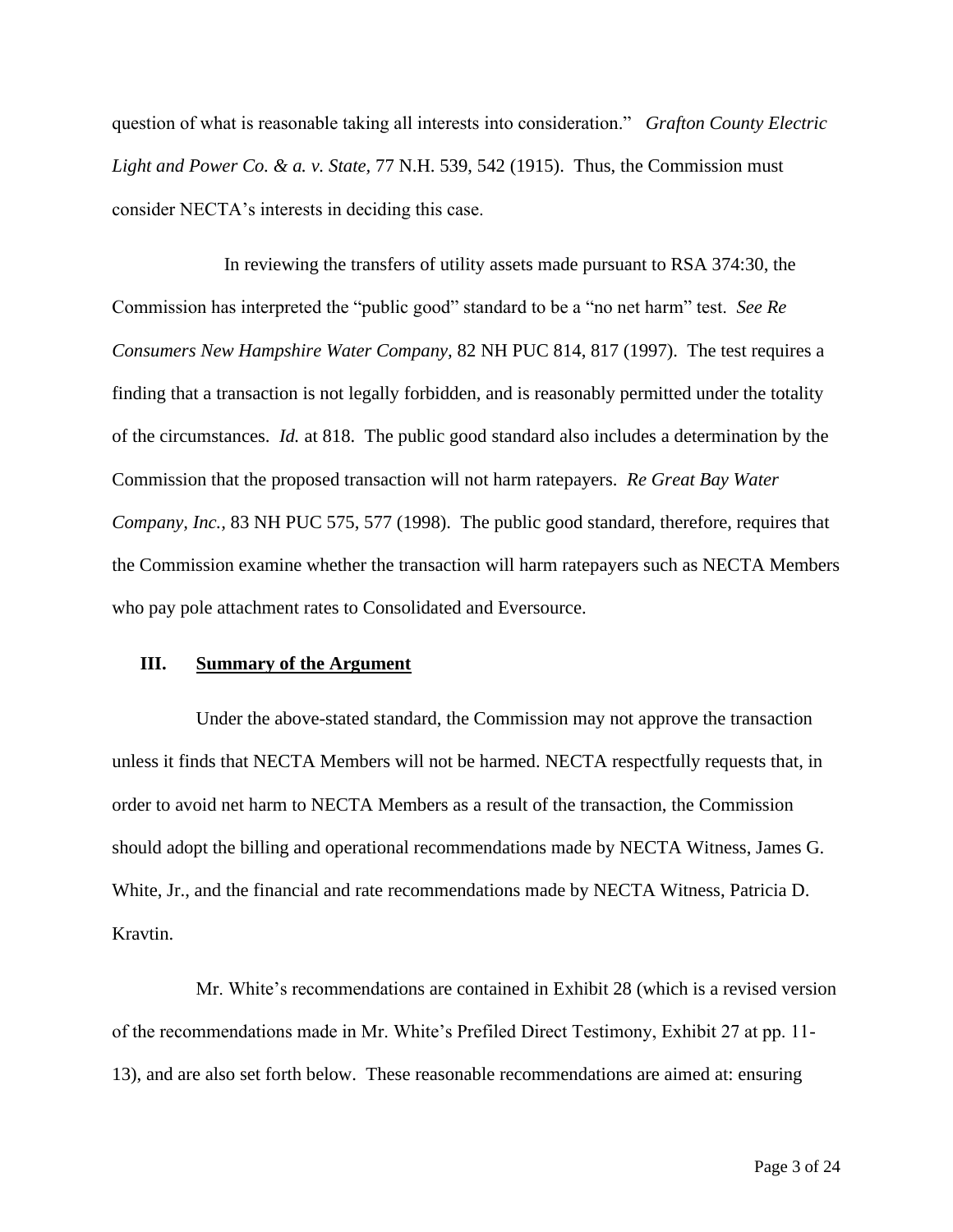question of what is reasonable taking all interests into consideration." *Grafton County Electric Light and Power Co. & a. v. State*, 77 N.H. 539, 542 (1915). Thus, the Commission must consider NECTA's interests in deciding this case.

In reviewing the transfers of utility assets made pursuant to RSA 374:30, the Commission has interpreted the "public good" standard to be a "no net harm" test. *See Re Consumers New Hampshire Water Company,* 82 NH PUC 814, 817 (1997). The test requires a finding that a transaction is not legally forbidden, and is reasonably permitted under the totality of the circumstances. *Id.* at 818. The public good standard also includes a determination by the Commission that the proposed transaction will not harm ratepayers. *Re Great Bay Water Company, Inc.,* 83 NH PUC 575, 577 (1998). The public good standard, therefore, requires that the Commission examine whether the transaction will harm ratepayers such as NECTA Members who pay pole attachment rates to Consolidated and Eversource.

## III. Summary of the Argument

Under the above-stated standard, the Commission may not approve the transaction unless it finds that NECTA Members will not be harmed. NECTA respectfully requests that, in order to avoid net harm to NECTA Members as a result of the transaction, the Commission should adopt the billing and operational recommendations made by NECTA Witness, James G. White, Jr., and the financial and rate recommendations made by NECTA Witness, Patricia D. Kravtin.

Mr. White's recommendations are contained in Exhibit 28 (which is a revised version of the recommendations made in Mr. White's Prefiled Direct Testimony, Exhibit 27 at pp. 11-13), and are also set forth below. These reasonable recommendations are aimed at: ensuring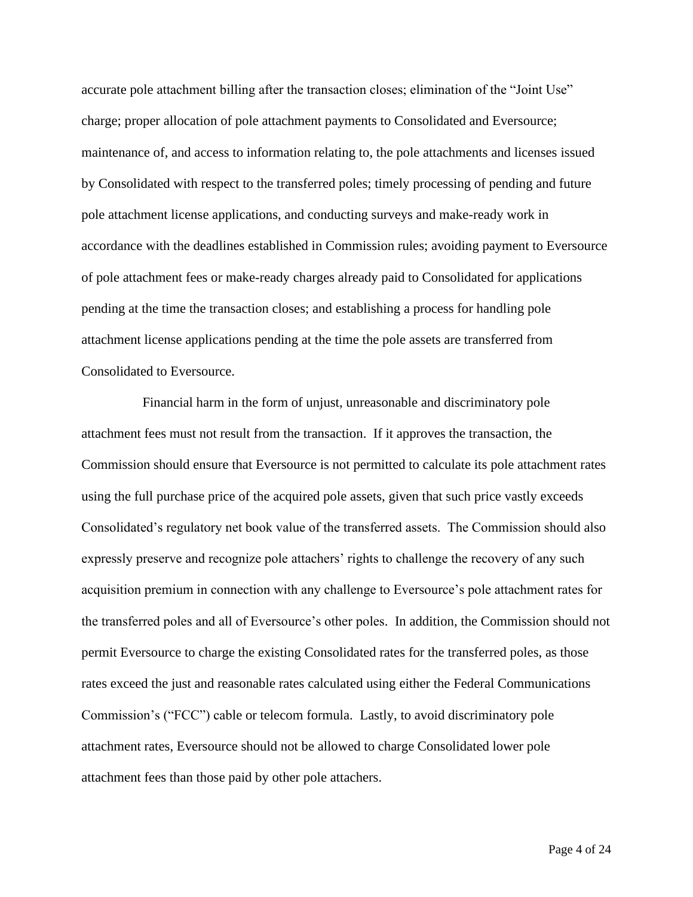accurate pole attachment billing after the transaction closes; elimination of the "Joint Use" charge; proper allocation of pole attachment payments to Consolidated and Eversource; maintenance of, and access to information relating to, the pole attachments and licenses issued by Consolidated with respect to the transferred poles; timely processing of pending and future pole attachment license applications, and conducting surveys and make-ready work in accordance with the deadlines established in Commission rules; avoiding payment to Eversource of pole attachment fees or make-ready charges already paid to Consolidated for applications pending at the time the transaction closes; and establishing a process for handling pole attachment license applications pending at the time the pole assets are transferred from Consolidated to Eversource.

Financial harm in the form of unjust, unreasonable and discriminatory pole attachment fees must not result from the transaction. If it approves the transaction, the Commission should ensure that Eversource is not permitted to calculate its pole attachment rates using the full purchase price of the acquired pole assets, given that such price vastly exceeds Consolidated's regulatory net book value of the transferred assets. The Commission should also expressly preserve and recognize pole attachers' rights to challenge the recovery of any such acquisition premium in connection with any challenge to Eversource's pole attachment rates for the transferred poles and all of Eversource's other poles. In addition, the Commission should not permit Eversource to charge the existing Consolidated rates for the transferred poles, as those rates exceed the just and reasonable rates calculated using either the Federal Communications Commission's ("FCC") cable or telecom formula. Lastly, to avoid discriminatory pole attachment rates, Eversource should not be allowed to charge Consolidated lower pole attachment fees than those paid by other pole attachers.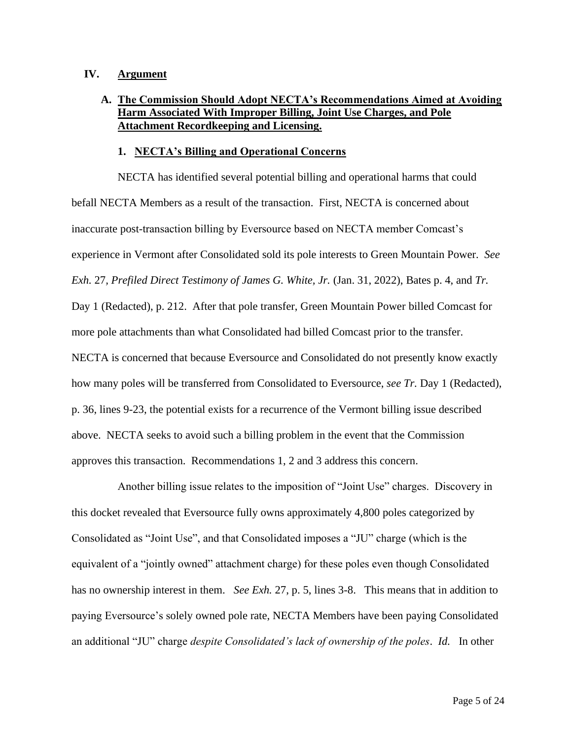## IV. Argument

### A. The Commission Should Adopt NECTA's Recommendations Aimed at Avoiding Harm Associated With Improper Billing, Joint Use Charges, and Pole Attachment Recordkeeping and Licensing.

#### 1. NECTA's Billing and Operational Concerns

NECTA has identified several potential billing and operational harms that could befall NECTA Members as a result of the transaction. First, NECTA is concerned about inaccurate post-transaction billing by Eversource based on NECTA member Comcast's experience in Vermont after Consolidated sold its pole interests to Green Mountain Power. *See Exh.* 27, *Prefiled Direct Testimony of James G. White, Jr.* (Jan. 31, 2022), Bates p. 4, and *Tr.* Day 1 (Redacted), p. 212. After that pole transfer, Green Mountain Power billed Comcast for more pole attachments than what Consolidated had billed Comcast prior to the transfer. NECTA is concerned that because Eversource and Consolidated do not presently know exactly how many poles will be transferred from Consolidated to Eversource, *see Tr.* Day 1 (Redacted), p. 36, lines 9-23, the potential exists for a recurrence of the Vermont billing issue described above. NECTA seeks to avoid such a billing problem in the event that the Commission approves this transaction. Recommendations 1, 2 and 3 address this concern.

Another billing issue relates to the imposition of "Joint Use" charges. Discovery in this docket revealed that Eversource fully owns approximately 4,800 poles categorized by Consolidated as "Joint Use", and that Consolidated imposes a "JU" charge (which is the equivalent of a "jointly owned" attachment charge) for these poles even though Consolidated has no ownership interest in them. *See Exh.* 27, p. 5, lines 3-8. This means that in addition to paying Eversource's solely owned pole rate, NECTA Members have been paying Consolidated an additional "JU" charge *despite Consolidated's lack of ownership of the poles*. *Id.* In other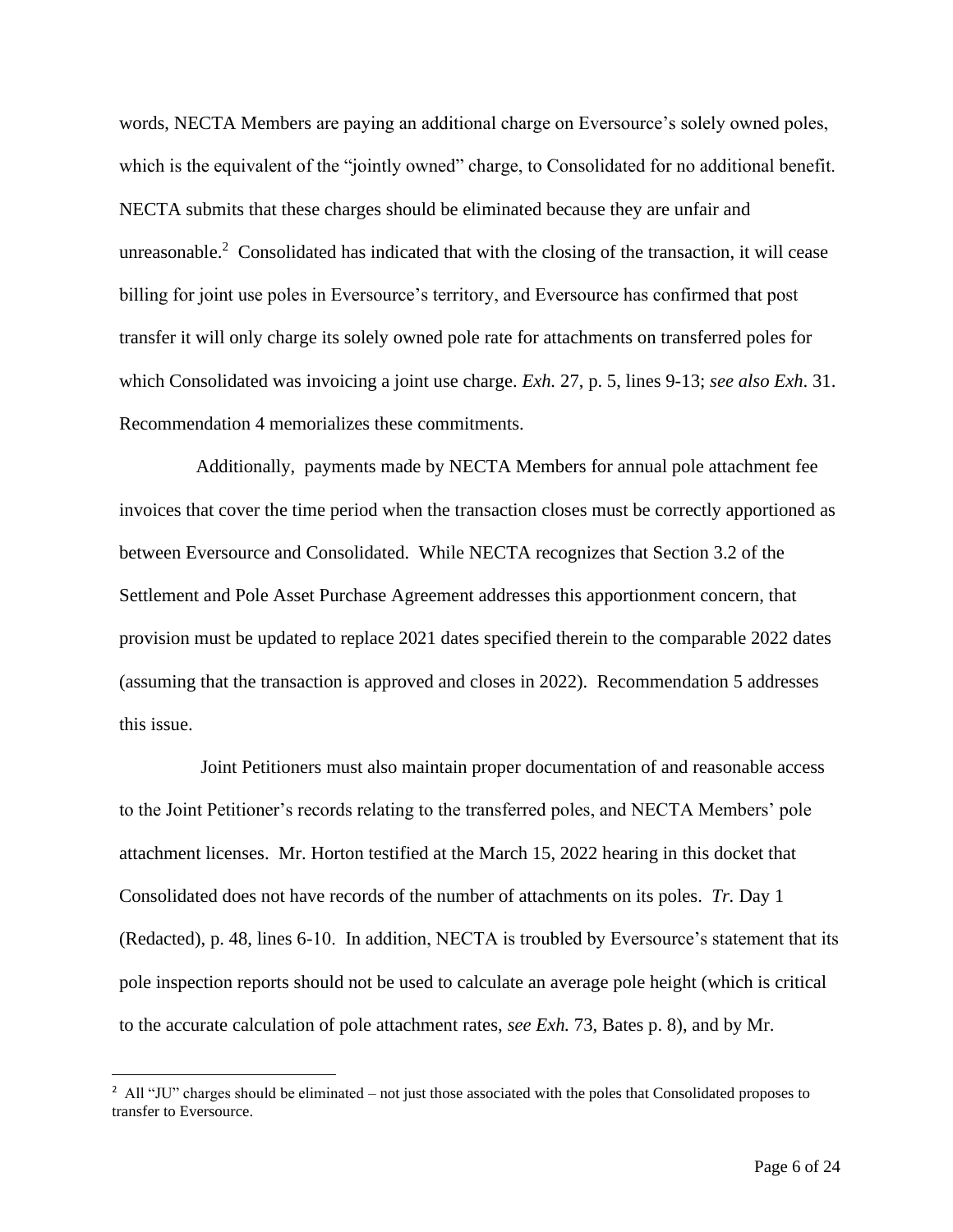words, NECTA Members are paying an additional charge on Eversource's solely owned poles, which is the equivalent of the "jointly owned" charge, to Consolidated for no additional benefit. NECTA submits that these charges should be eliminated because they are unfair and unreasonable.[2] Consolidated has indicated that with the closing of the transaction, it will cease billing for joint use poles in Eversource's territory, and Eversource has confirmed that post transfer it will only charge its solely owned pole rate for attachments on transferred poles for which Consolidated was invoicing a joint use charge. *Exh.* 27, p. 5, lines 9-13; *see also Exh*. 31. Recommendation 4 memorializes these commitments.

Additionally, payments made by NECTA Members for annual pole attachment fee invoices that cover the time period when the transaction closes must be correctly apportioned as between Eversource and Consolidated. While NECTA recognizes that Section 3.2 of the Settlement and Pole Asset Purchase Agreement addresses this apportionment concern, that provision must be updated to replace 2021 dates specified therein to the comparable 2022 dates (assuming that the transaction is approved and closes in 2022). Recommendation 5 addresses this issue.

Joint Petitioners must also maintain proper documentation of and reasonable access to the Joint Petitioner's records relating to the transferred poles, and NECTA Members' pole attachment licenses. Mr. Horton testified at the March 15, 2022 hearing in this docket that Consolidated does not have records of the number of attachments on its poles. *Tr.* Day 1 (Redacted), p. 48, lines 6-10. In addition, NECTA is troubled by Eversource's statement that its pole inspection reports should not be used to calculate an average pole height (which is critical to the accurate calculation of pole attachment rates, *see Exh.* 73, Bates p. 8), and by Mr.

[2] All "JU" charges should be eliminated – not just those associated with the poles that Consolidated proposes to transfer to Eversource.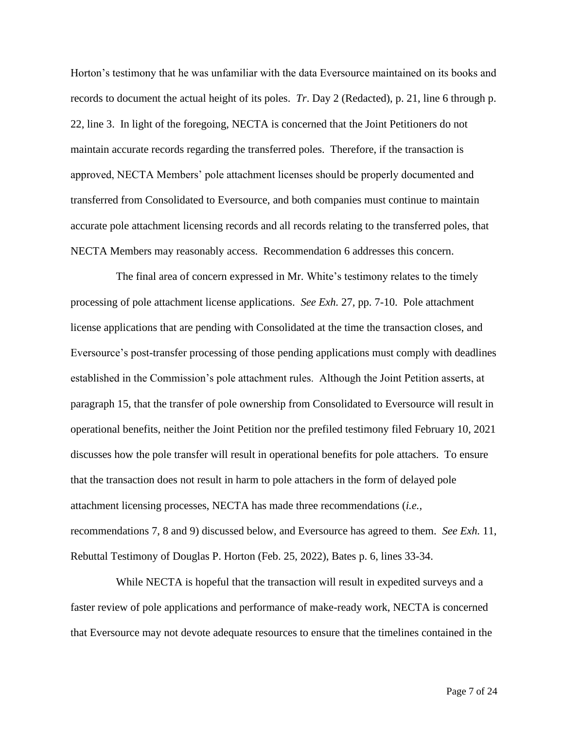Horton's testimony that he was unfamiliar with the data Eversource maintained on its books and records to document the actual height of its poles. *Tr*. Day 2 (Redacted), p. 21, line 6 through p. 22, line 3. In light of the foregoing, NECTA is concerned that the Joint Petitioners do not maintain accurate records regarding the transferred poles. Therefore, if the transaction is approved, NECTA Members' pole attachment licenses should be properly documented and transferred from Consolidated to Eversource, and both companies must continue to maintain accurate pole attachment licensing records and all records relating to the transferred poles, that NECTA Members may reasonably access. Recommendation 6 addresses this concern.

The final area of concern expressed in Mr. White's testimony relates to the timely processing of pole attachment license applications. *See Exh.* 27, pp. 7-10. Pole attachment license applications that are pending with Consolidated at the time the transaction closes, and Eversource's post-transfer processing of those pending applications must comply with deadlines established in the Commission's pole attachment rules. Although the Joint Petition asserts, at paragraph 15, that the transfer of pole ownership from Consolidated to Eversource will result in operational benefits, neither the Joint Petition nor the prefiled testimony filed February 10, 2021 discusses how the pole transfer will result in operational benefits for pole attachers. To ensure that the transaction does not result in harm to pole attachers in the form of delayed pole attachment licensing processes, NECTA has made three recommendations (*i.e.,* recommendations 7, 8 and 9) discussed below, and Eversource has agreed to them. *See Exh.* 11, Rebuttal Testimony of Douglas P. Horton (Feb. 25, 2022), Bates p. 6, lines 33-34.

While NECTA is hopeful that the transaction will result in expedited surveys and a faster review of pole applications and performance of make-ready work, NECTA is concerned that Eversource may not devote adequate resources to ensure that the timelines contained in the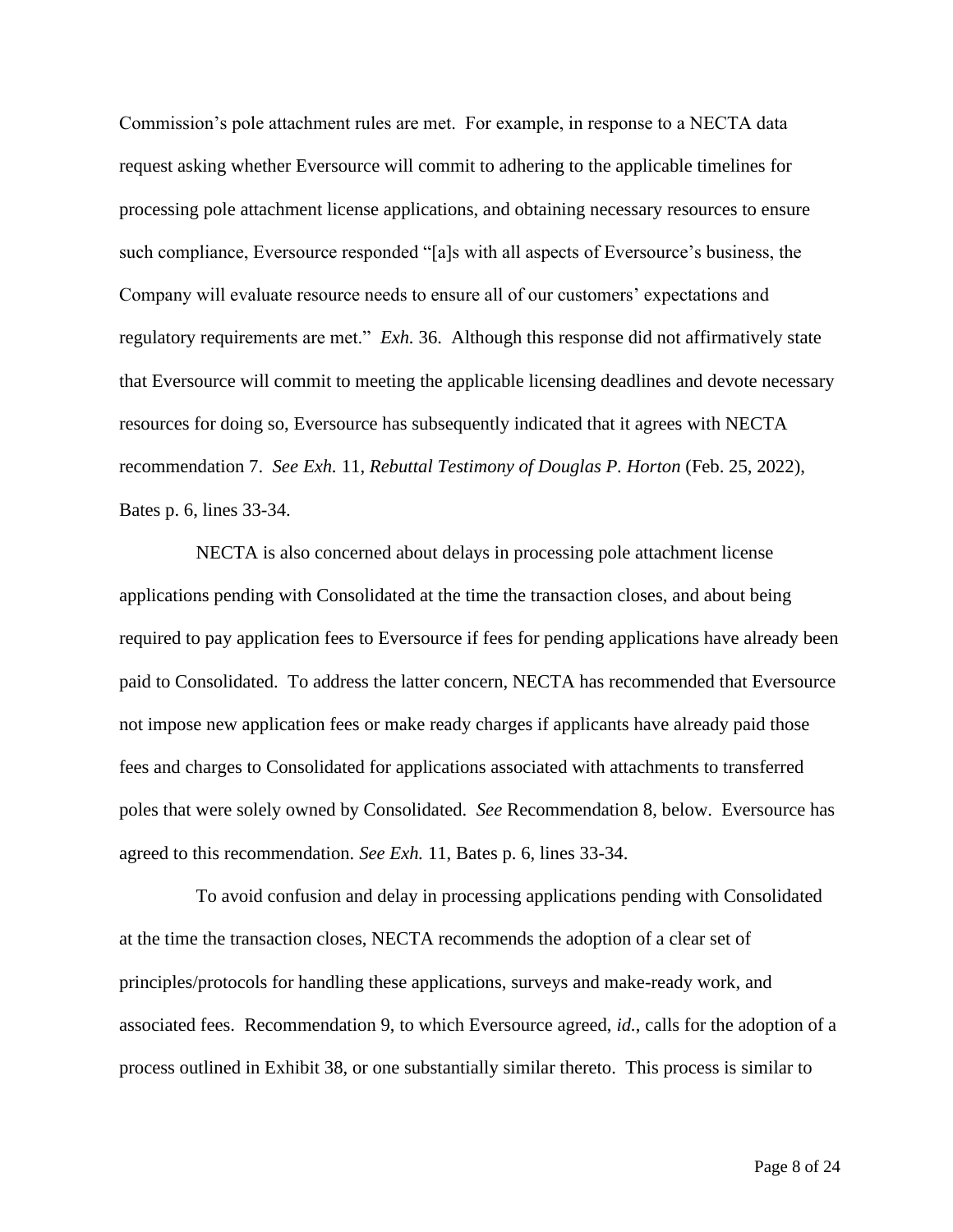Commission's pole attachment rules are met. For example, in response to a NECTA data request asking whether Eversource will commit to adhering to the applicable timelines for processing pole attachment license applications, and obtaining necessary resources to ensure such compliance, Eversource responded "[a]s with all aspects of Eversource's business, the Company will evaluate resource needs to ensure all of our customers' expectations and regulatory requirements are met." *Exh.* 36. Although this response did not affirmatively state that Eversource will commit to meeting the applicable licensing deadlines and devote necessary resources for doing so, Eversource has subsequently indicated that it agrees with NECTA recommendation 7. *See Exh.* 11, *Rebuttal Testimony of Douglas P. Horton* (Feb. 25, 2022), Bates p. 6, lines 33-34.

NECTA is also concerned about delays in processing pole attachment license applications pending with Consolidated at the time the transaction closes, and about being required to pay application fees to Eversource if fees for pending applications have already been paid to Consolidated. To address the latter concern, NECTA has recommended that Eversource not impose new application fees or make ready charges if applicants have already paid those fees and charges to Consolidated for applications associated with attachments to transferred poles that were solely owned by Consolidated. *See* Recommendation 8, below. Eversource has agreed to this recommendation. *See Exh.* 11, Bates p. 6, lines 33-34.

To avoid confusion and delay in processing applications pending with Consolidated at the time the transaction closes, NECTA recommends the adoption of a clear set of principles/protocols for handling these applications, surveys and make-ready work, and associated fees. Recommendation 9, to which Eversource agreed, *id.*, calls for the adoption of a process outlined in Exhibit 38, or one substantially similar thereto. This process is similar to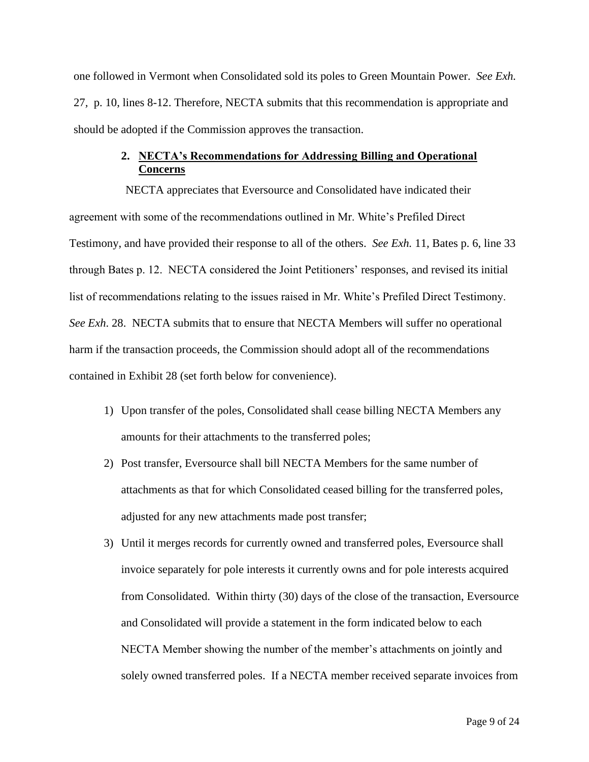one followed in Vermont when Consolidated sold its poles to Green Mountain Power. *See Exh.* 27, p. 10, lines 8-12. Therefore, NECTA submits that this recommendation is appropriate and should be adopted if the Commission approves the transaction.

### 2. NECTA's Recommendations for Addressing Billing and Operational Concerns

NECTA appreciates that Eversource and Consolidated have indicated their agreement with some of the recommendations outlined in Mr. White's Prefiled Direct Testimony, and have provided their response to all of the others. *See Exh.* 11, Bates p. 6, line 33 through Bates p. 12. NECTA considered the Joint Petitioners' responses, and revised its initial list of recommendations relating to the issues raised in Mr. White's Prefiled Direct Testimony. *See Exh*. 28. NECTA submits that to ensure that NECTA Members will suffer no operational harm if the transaction proceeds, the Commission should adopt all of the recommendations contained in Exhibit 28 (set forth below for convenience).

1) Upon transfer of the poles, Consolidated shall cease billing NECTA Members any amounts for their attachments to the transferred poles;
2) Post transfer, Eversource shall bill NECTA Members for the same number of attachments as that for which Consolidated ceased billing for the transferred poles, adjusted for any new attachments made post transfer;
3) Until it merges records for currently owned and transferred poles, Eversource shall invoice separately for pole interests it currently owns and for pole interests acquired from Consolidated. Within thirty (30) days of the close of the transaction, Eversource and Consolidated will provide a statement in the form indicated below to each NECTA Member showing the number of the member's attachments on jointly and solely owned transferred poles. If a NECTA member received separate invoices from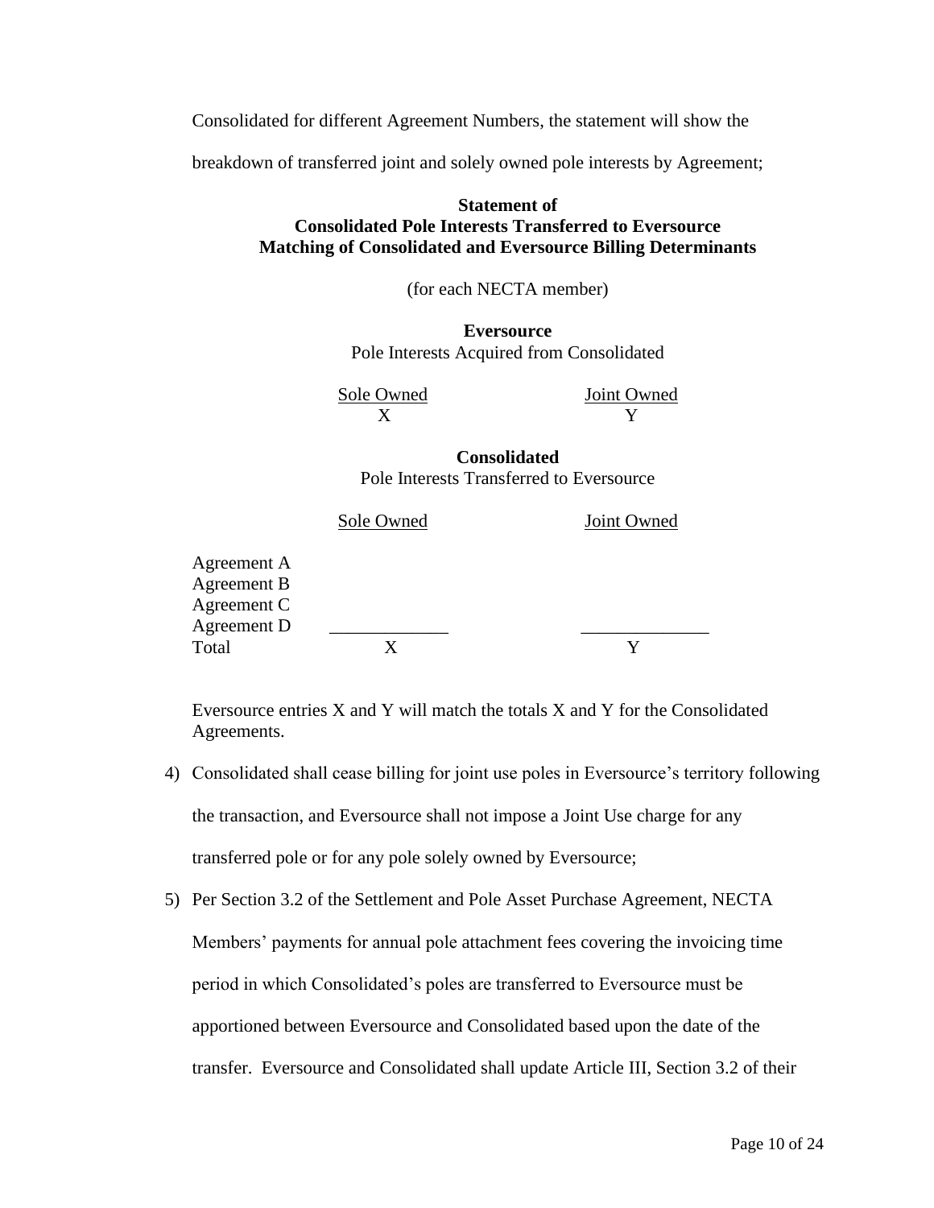Consolidated for different Agreement Numbers, the statement will show the breakdown of transferred joint and solely owned pole interests by Agreement;

**Statement of**
**Consolidated Pole Interests Transferred to Eversource**
**Matching of Consolidated and Eversource Billing Determinants**

(for each NECTA member)

**Eversource**
Pole Interests Acquired from Consolidated

| Sole Owned | Joint Owned |
|---|---|
| X | Y |

**Consolidated**
Pole Interests Transferred to Eversource

| | Sole Owned | Joint Owned |
|---|---|---|
| Agreement A | | |
| Agreement B | | |
| Agreement C | | |
| Agreement D | | |
| Total | X | Y |

Eversource entries X and Y will match the totals X and Y for the Consolidated Agreements.

4) Consolidated shall cease billing for joint use poles in Eversource's territory following the transaction, and Eversource shall not impose a Joint Use charge for any transferred pole or for any pole solely owned by Eversource;

5) Per Section 3.2 of the Settlement and Pole Asset Purchase Agreement, NECTA Members' payments for annual pole attachment fees covering the invoicing time period in which Consolidated's poles are transferred to Eversource must be apportioned between Eversource and Consolidated based upon the date of the transfer. Eversource and Consolidated shall update Article III, Section 3.2 of their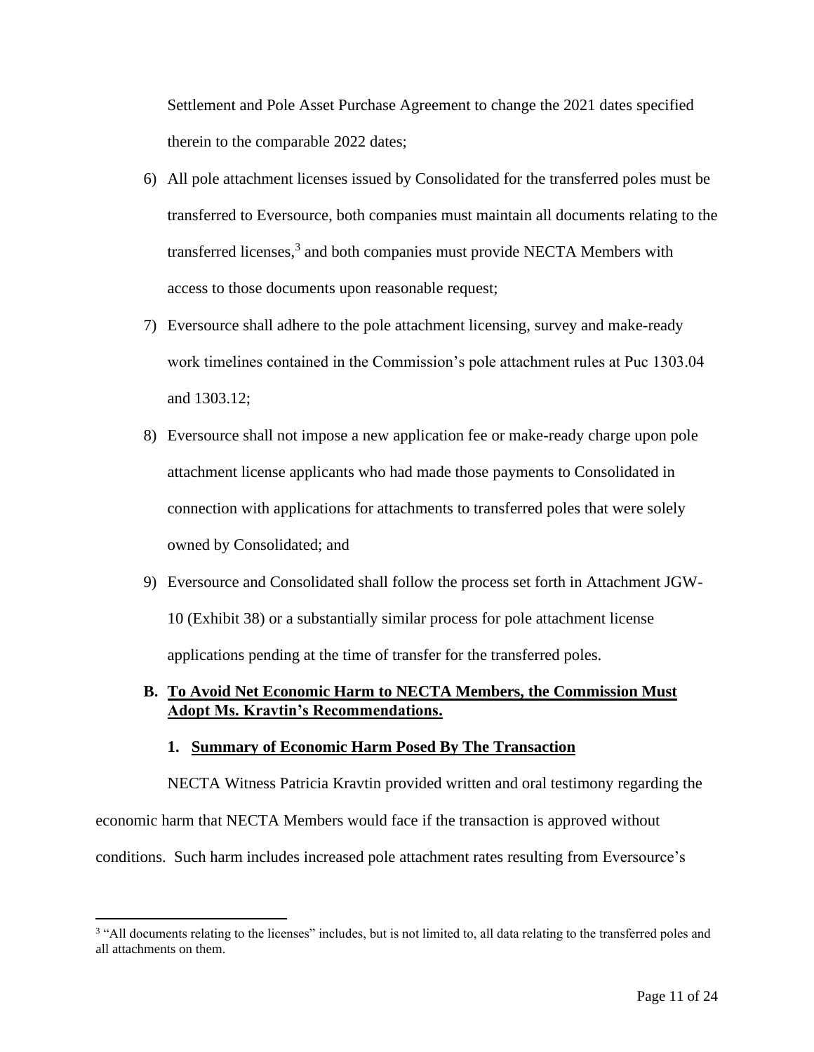Settlement and Pole Asset Purchase Agreement to change the 2021 dates specified therein to the comparable 2022 dates;

6) All pole attachment licenses issued by Consolidated for the transferred poles must be transferred to Eversource, both companies must maintain all documents relating to the transferred licenses,[3] and both companies must provide NECTA Members with access to those documents upon reasonable request;

7) Eversource shall adhere to the pole attachment licensing, survey and make-ready work timelines contained in the Commission's pole attachment rules at Puc 1303.04 and 1303.12;

8) Eversource shall not impose a new application fee or make-ready charge upon pole attachment license applicants who had made those payments to Consolidated in connection with applications for attachments to transferred poles that were solely owned by Consolidated; and

9) Eversource and Consolidated shall follow the process set forth in Attachment JGW-10 (Exhibit 38) or a substantially similar process for pole attachment license applications pending at the time of transfer for the transferred poles.

## B. <u>To Avoid Net Economic Harm to NECTA Members, the Commission Must Adopt Ms. Kravtin's Recommendations.</u>

### 1. <u>Summary of Economic Harm Posed By The Transaction</u>

NECTA Witness Patricia Kravtin provided written and oral testimony regarding the economic harm that NECTA Members would face if the transaction is approved without conditions. Such harm includes increased pole attachment rates resulting from Eversource's

[3] "All documents relating to the licenses" includes, but is not limited to, all data relating to the transferred poles and all attachments on them.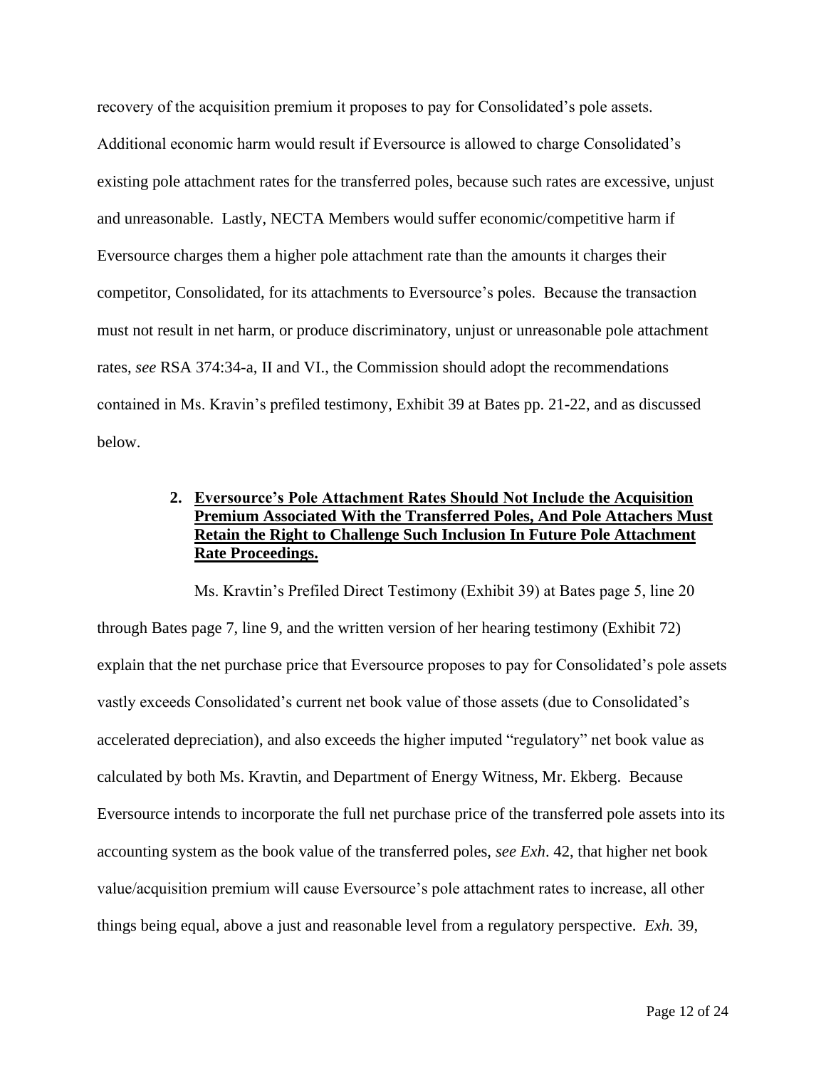recovery of the acquisition premium it proposes to pay for Consolidated's pole assets. Additional economic harm would result if Eversource is allowed to charge Consolidated's existing pole attachment rates for the transferred poles, because such rates are excessive, unjust and unreasonable. Lastly, NECTA Members would suffer economic/competitive harm if Eversource charges them a higher pole attachment rate than the amounts it charges their competitor, Consolidated, for its attachments to Eversource's poles. Because the transaction must not result in net harm, or produce discriminatory, unjust or unreasonable pole attachment rates, *see* RSA 374:34-a, II and VI., the Commission should adopt the recommendations contained in Ms. Kravin's prefiled testimony, Exhibit 39 at Bates pp. 21-22, and as discussed below.

### 2. Eversource's Pole Attachment Rates Should Not Include the Acquisition Premium Associated With the Transferred Poles, And Pole Attachers Must Retain the Right to Challenge Such Inclusion In Future Pole Attachment Rate Proceedings.

Ms. Kravtin's Prefiled Direct Testimony (Exhibit 39) at Bates page 5, line 20 through Bates page 7, line 9, and the written version of her hearing testimony (Exhibit 72) explain that the net purchase price that Eversource proposes to pay for Consolidated's pole assets vastly exceeds Consolidated's current net book value of those assets (due to Consolidated's accelerated depreciation), and also exceeds the higher imputed "regulatory" net book value as calculated by both Ms. Kravtin, and Department of Energy Witness, Mr. Ekberg. Because Eversource intends to incorporate the full net purchase price of the transferred pole assets into its accounting system as the book value of the transferred poles, *see Exh*. 42, that higher net book value/acquisition premium will cause Eversource's pole attachment rates to increase, all other things being equal, above a just and reasonable level from a regulatory perspective. *Exh.* 39,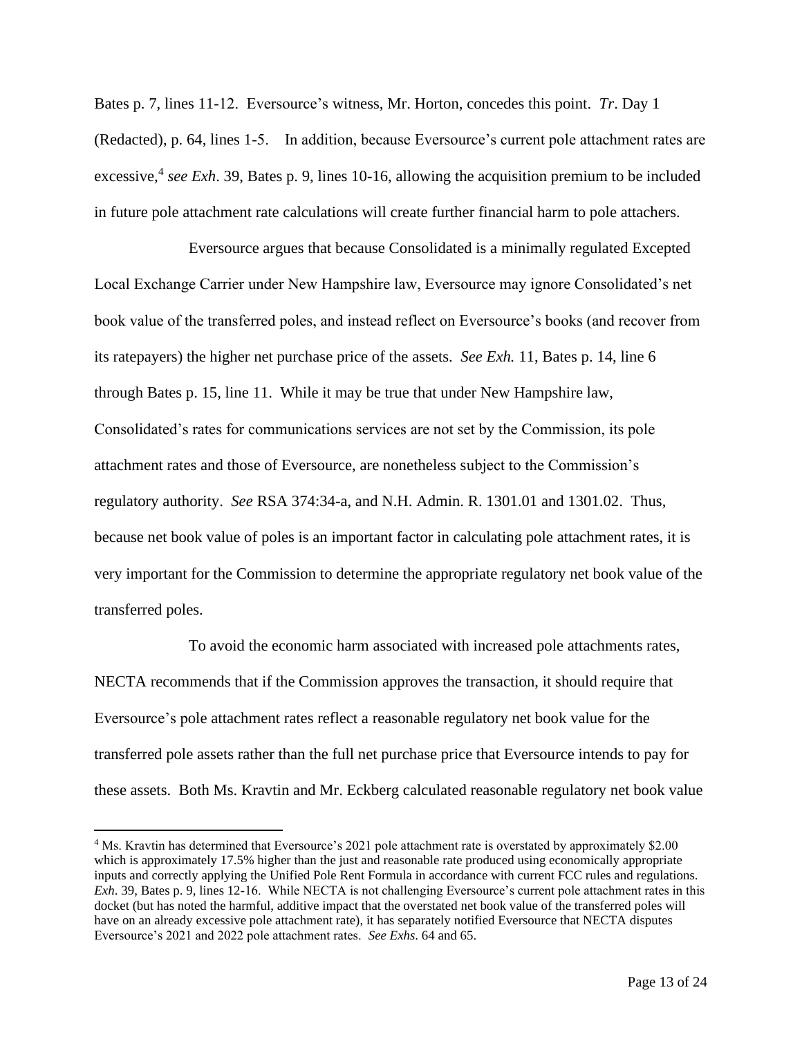Bates p. 7, lines 11-12. Eversource's witness, Mr. Horton, concedes this point. *Tr*. Day 1 (Redacted), p. 64, lines 1-5. In addition, because Eversource's current pole attachment rates are excessive,[4] *see Exh*. 39, Bates p. 9, lines 10-16, allowing the acquisition premium to be included in future pole attachment rate calculations will create further financial harm to pole attachers.

Eversource argues that because Consolidated is a minimally regulated Excepted Local Exchange Carrier under New Hampshire law, Eversource may ignore Consolidated's net book value of the transferred poles, and instead reflect on Eversource's books (and recover from its ratepayers) the higher net purchase price of the assets. *See Exh.* 11, Bates p. 14, line 6 through Bates p. 15, line 11. While it may be true that under New Hampshire law, Consolidated's rates for communications services are not set by the Commission, its pole attachment rates and those of Eversource, are nonetheless subject to the Commission's regulatory authority. *See* RSA 374:34-a, and N.H. Admin. R. 1301.01 and 1301.02. Thus, because net book value of poles is an important factor in calculating pole attachment rates, it is very important for the Commission to determine the appropriate regulatory net book value of the transferred poles.

To avoid the economic harm associated with increased pole attachments rates, NECTA recommends that if the Commission approves the transaction, it should require that Eversource's pole attachment rates reflect a reasonable regulatory net book value for the transferred pole assets rather than the full net purchase price that Eversource intends to pay for these assets. Both Ms. Kravtin and Mr. Eckberg calculated reasonable regulatory net book value

---

[4] Ms. Kravtin has determined that Eversource's 2021 pole attachment rate is overstated by approximately $2.00 which is approximately 17.5% higher than the just and reasonable rate produced using economically appropriate inputs and correctly applying the Unified Pole Rent Formula in accordance with current FCC rules and regulations. *Exh*. 39, Bates p. 9, lines 12-16. While NECTA is not challenging Eversource's current pole attachment rates in this docket (but has noted the harmful, additive impact that the overstated net book value of the transferred poles will have on an already excessive pole attachment rate), it has separately notified Eversource that NECTA disputes Eversource's 2021 and 2022 pole attachment rates. *See Exhs*. 64 and 65.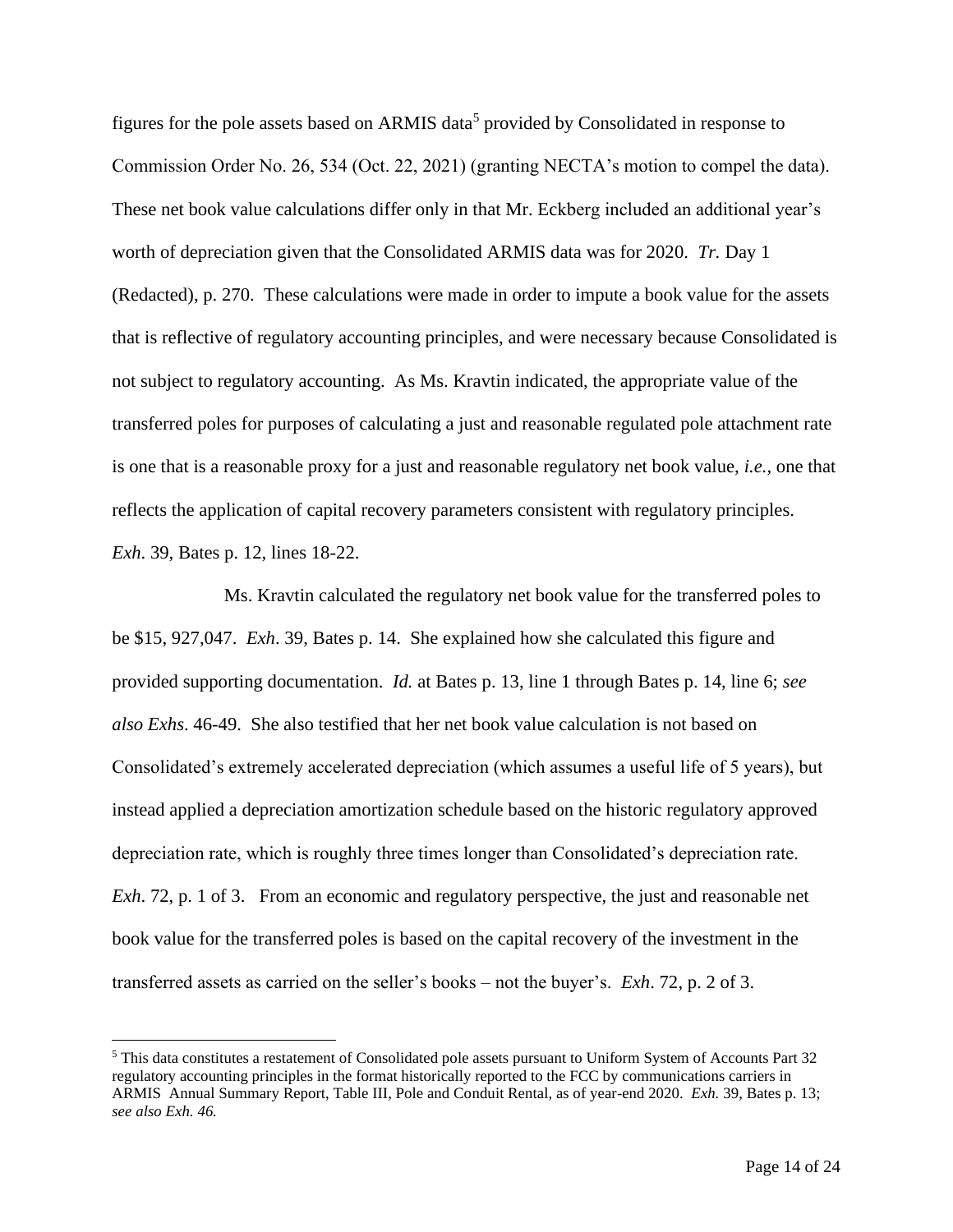figures for the pole assets based on ARMIS data[5] provided by Consolidated in response to Commission Order No. 26, 534 (Oct. 22, 2021) (granting NECTA's motion to compel the data). These net book value calculations differ only in that Mr. Eckberg included an additional year's worth of depreciation given that the Consolidated ARMIS data was for 2020. *Tr.* Day 1 (Redacted), p. 270. These calculations were made in order to impute a book value for the assets that is reflective of regulatory accounting principles, and were necessary because Consolidated is not subject to regulatory accounting. As Ms. Kravtin indicated, the appropriate value of the transferred poles for purposes of calculating a just and reasonable regulated pole attachment rate is one that is a reasonable proxy for a just and reasonable regulatory net book value, *i.e.*, one that reflects the application of capital recovery parameters consistent with regulatory principles. *Exh.* 39, Bates p. 12, lines 18-22.

Ms. Kravtin calculated the regulatory net book value for the transferred poles to be $15, 927,047. *Exh*. 39, Bates p. 14. She explained how she calculated this figure and provided supporting documentation. *Id.* at Bates p. 13, line 1 through Bates p. 14, line 6; *see also Exhs*. 46-49. She also testified that her net book value calculation is not based on Consolidated's extremely accelerated depreciation (which assumes a useful life of 5 years), but instead applied a depreciation amortization schedule based on the historic regulatory approved depreciation rate, which is roughly three times longer than Consolidated's depreciation rate. *Exh.* 72, p. 1 of 3. From an economic and regulatory perspective, the just and reasonable net book value for the transferred poles is based on the capital recovery of the investment in the transferred assets as carried on the seller's books – not the buyer's. *Exh*. 72, p. 2 of 3.

[5] This data constitutes a restatement of Consolidated pole assets pursuant to Uniform System of Accounts Part 32 regulatory accounting principles in the format historically reported to the FCC by communications carriers in ARMIS Annual Summary Report, Table III, Pole and Conduit Rental, as of year-end 2020. *Exh.* 39, Bates p. 13; *see also Exh. 46.*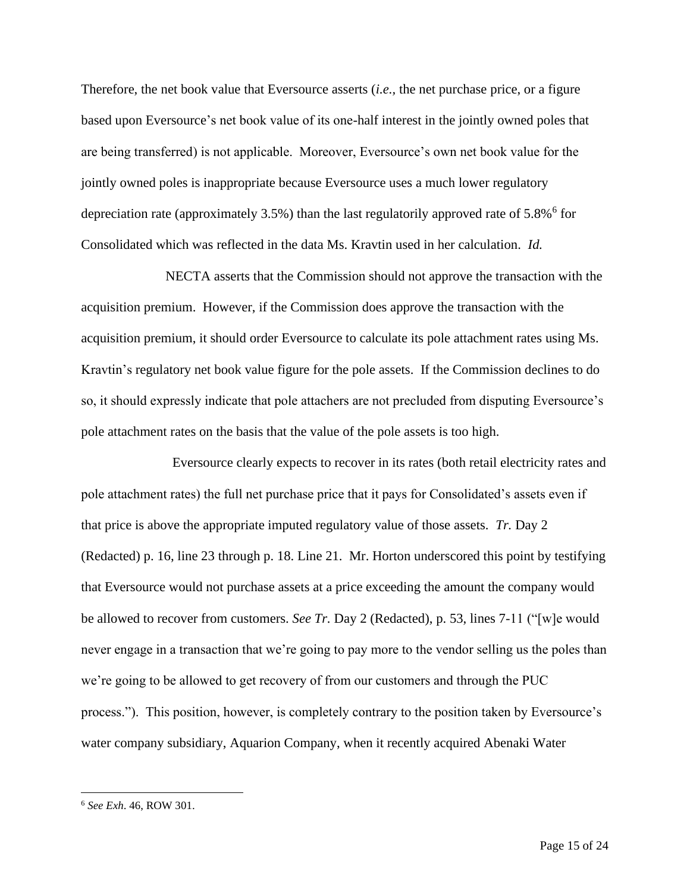Therefore, the net book value that Eversource asserts (*i.e.,* the net purchase price, or a figure based upon Eversource's net book value of its one-half interest in the jointly owned poles that are being transferred) is not applicable. Moreover, Eversource's own net book value for the jointly owned poles is inappropriate because Eversource uses a much lower regulatory depreciation rate (approximately 3.5%) than the last regulatorily approved rate of 5.8%[6] for Consolidated which was reflected in the data Ms. Kravtin used in her calculation. *Id.*

NECTA asserts that the Commission should not approve the transaction with the acquisition premium. However, if the Commission does approve the transaction with the acquisition premium, it should order Eversource to calculate its pole attachment rates using Ms. Kravtin's regulatory net book value figure for the pole assets. If the Commission declines to do so, it should expressly indicate that pole attachers are not precluded from disputing Eversource's pole attachment rates on the basis that the value of the pole assets is too high.

Eversource clearly expects to recover in its rates (both retail electricity rates and pole attachment rates) the full net purchase price that it pays for Consolidated's assets even if that price is above the appropriate imputed regulatory value of those assets. *Tr.* Day 2 (Redacted) p. 16, line 23 through p. 18. Line 21. Mr. Horton underscored this point by testifying that Eversource would not purchase assets at a price exceeding the amount the company would be allowed to recover from customers. *See Tr.* Day 2 (Redacted), p. 53, lines 7-11 ("[w]e would never engage in a transaction that we're going to pay more to the vendor selling us the poles than we're going to be allowed to get recovery of from our customers and through the PUC process."). This position, however, is completely contrary to the position taken by Eversource's water company subsidiary, Aquarion Company, when it recently acquired Abenaki Water

---

[6] *See Exh.* 46, ROW 301.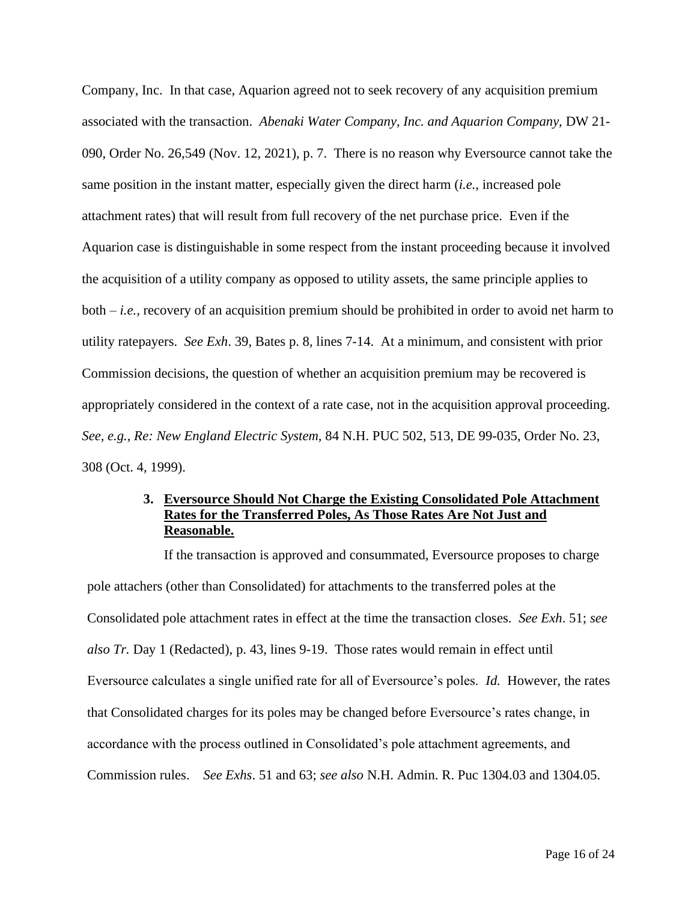Company, Inc. In that case, Aquarion agreed not to seek recovery of any acquisition premium associated with the transaction. *Abenaki Water Company, Inc. and Aquarion Company,* DW 21-090, Order No. 26,549 (Nov. 12, 2021), p. 7. There is no reason why Eversource cannot take the same position in the instant matter, especially given the direct harm (*i.e.*, increased pole attachment rates) that will result from full recovery of the net purchase price. Even if the Aquarion case is distinguishable in some respect from the instant proceeding because it involved the acquisition of a utility company as opposed to utility assets, the same principle applies to both – *i.e.,* recovery of an acquisition premium should be prohibited in order to avoid net harm to utility ratepayers. *See Exh*. 39, Bates p. 8, lines 7-14. At a minimum, and consistent with prior Commission decisions, the question of whether an acquisition premium may be recovered is appropriately considered in the context of a rate case, not in the acquisition approval proceeding. *See, e.g., Re: New England Electric System,* 84 N.H. PUC 502, 513, DE 99-035, Order No. 23, 308 (Oct. 4, 1999).

### 3. Eversource Should Not Charge the Existing Consolidated Pole Attachment Rates for the Transferred Poles, As Those Rates Are Not Just and Reasonable.

If the transaction is approved and consummated, Eversource proposes to charge pole attachers (other than Consolidated) for attachments to the transferred poles at the Consolidated pole attachment rates in effect at the time the transaction closes. *See Exh*. 51; *see also Tr.* Day 1 (Redacted), p. 43, lines 9-19. Those rates would remain in effect until Eversource calculates a single unified rate for all of Eversource's poles. *Id.* However, the rates that Consolidated charges for its poles may be changed before Eversource's rates change, in accordance with the process outlined in Consolidated's pole attachment agreements, and Commission rules. *See Exhs*. 51 and 63; *see also* N.H. Admin. R. Puc 1304.03 and 1304.05.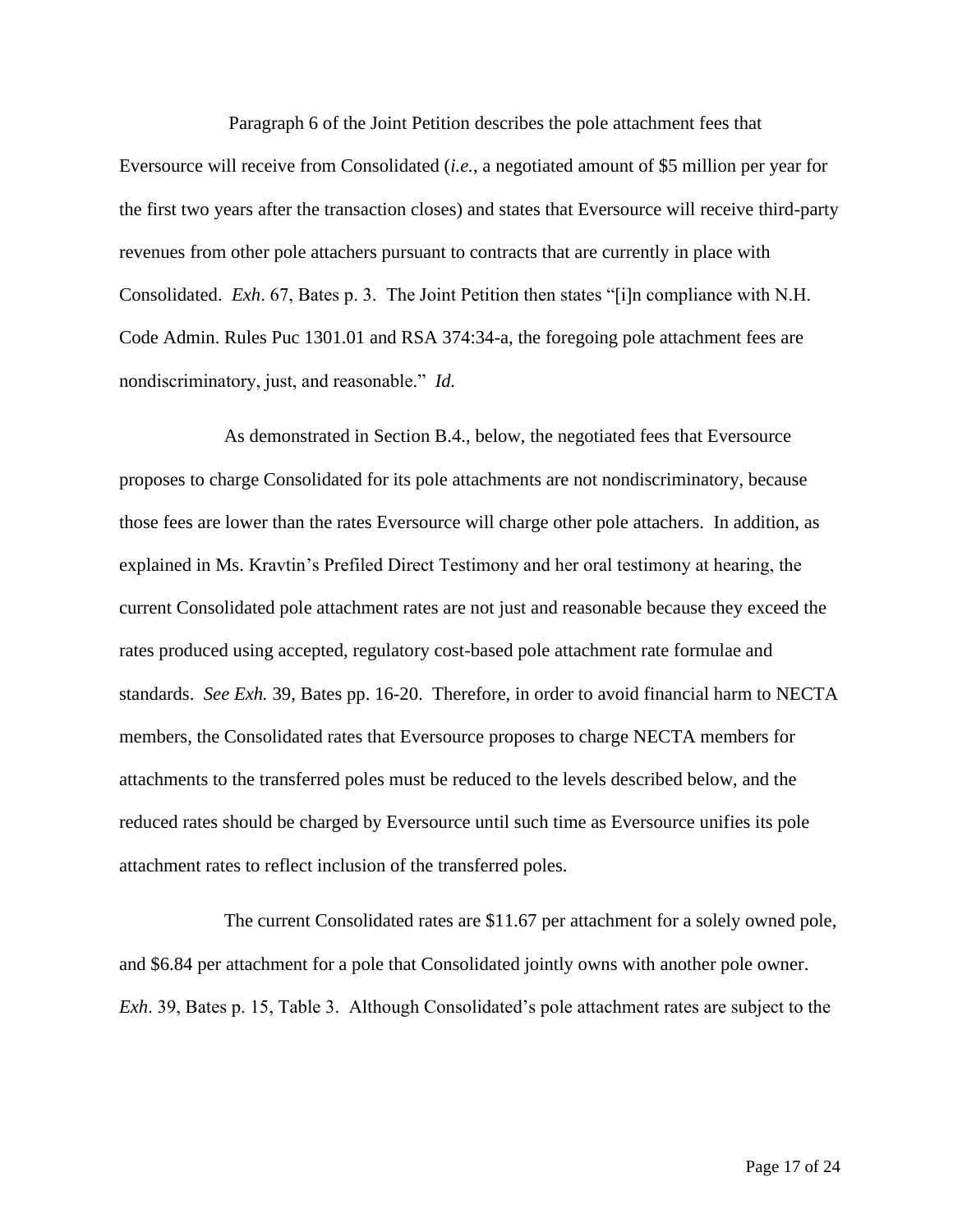Paragraph 6 of the Joint Petition describes the pole attachment fees that Eversource will receive from Consolidated (*i.e.*, a negotiated amount of $5 million per year for the first two years after the transaction closes) and states that Eversource will receive third-party revenues from other pole attachers pursuant to contracts that are currently in place with Consolidated. *Exh*. 67, Bates p. 3. The Joint Petition then states "[i]n compliance with N.H. Code Admin. Rules Puc 1301.01 and RSA 374:34-a, the foregoing pole attachment fees are nondiscriminatory, just, and reasonable." *Id.*

As demonstrated in Section B.4., below, the negotiated fees that Eversource proposes to charge Consolidated for its pole attachments are not nondiscriminatory, because those fees are lower than the rates Eversource will charge other pole attachers. In addition, as explained in Ms. Kravtin's Prefiled Direct Testimony and her oral testimony at hearing, the current Consolidated pole attachment rates are not just and reasonable because they exceed the rates produced using accepted, regulatory cost-based pole attachment rate formulae and standards. *See Exh.* 39, Bates pp. 16-20. Therefore, in order to avoid financial harm to NECTA members, the Consolidated rates that Eversource proposes to charge NECTA members for attachments to the transferred poles must be reduced to the levels described below, and the reduced rates should be charged by Eversource until such time as Eversource unifies its pole attachment rates to reflect inclusion of the transferred poles.

The current Consolidated rates are $11.67 per attachment for a solely owned pole, and $6.84 per attachment for a pole that Consolidated jointly owns with another pole owner. *Exh*. 39, Bates p. 15, Table 3. Although Consolidated's pole attachment rates are subject to the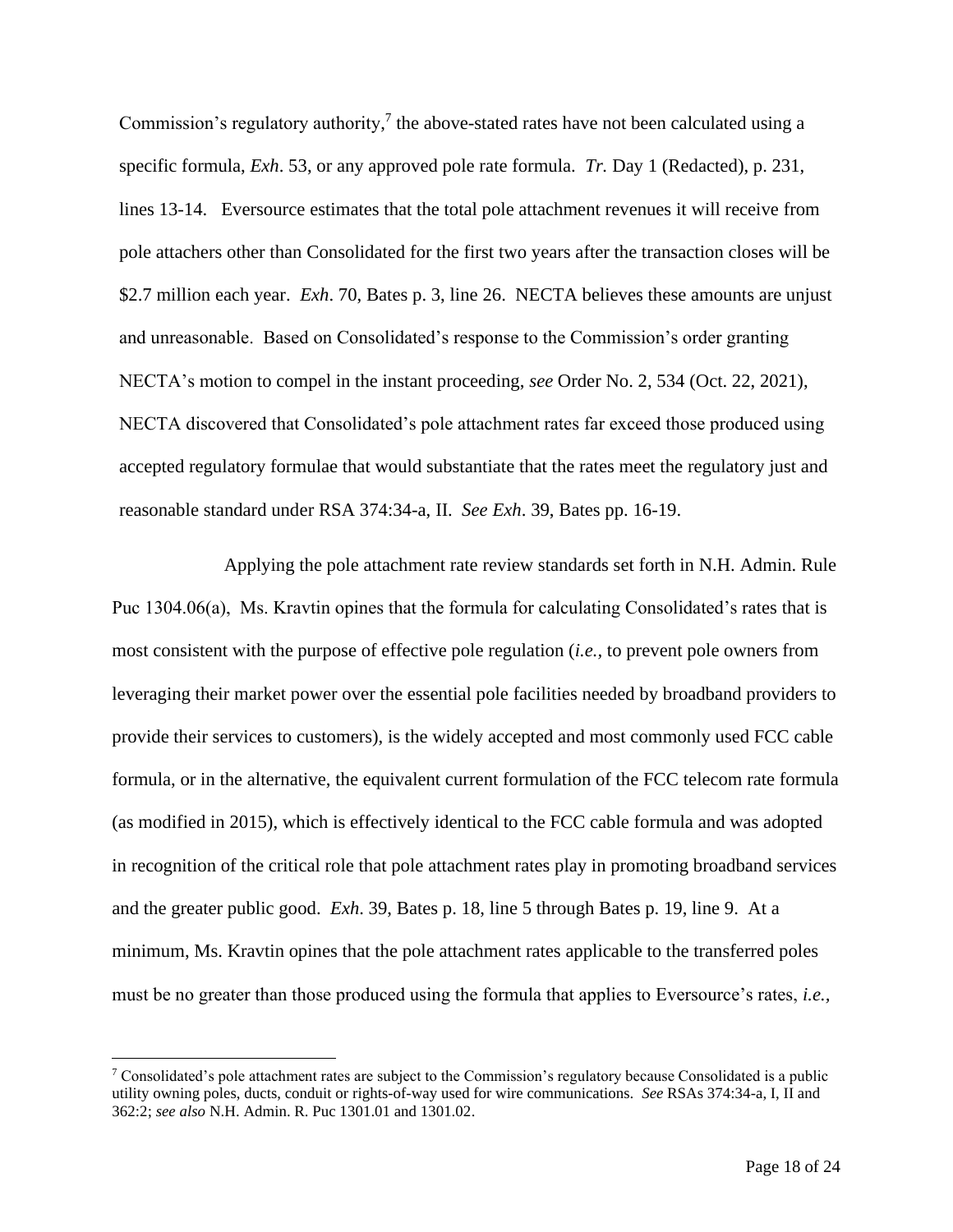Commission's regulatory authority,[7] the above-stated rates have not been calculated using a specific formula, *Exh*. 53, or any approved pole rate formula. *Tr.* Day 1 (Redacted), p. 231, lines 13-14. Eversource estimates that the total pole attachment revenues it will receive from pole attachers other than Consolidated for the first two years after the transaction closes will be $2.7 million each year. *Exh*. 70, Bates p. 3, line 26. NECTA believes these amounts are unjust and unreasonable. Based on Consolidated's response to the Commission's order granting NECTA's motion to compel in the instant proceeding, *see* Order No. 2, 534 (Oct. 22, 2021), NECTA discovered that Consolidated's pole attachment rates far exceed those produced using accepted regulatory formulae that would substantiate that the rates meet the regulatory just and reasonable standard under RSA 374:34-a, II. *See Exh*. 39, Bates pp. 16-19.

Applying the pole attachment rate review standards set forth in N.H. Admin. Rule Puc 1304.06(a), Ms. Kravtin opines that the formula for calculating Consolidated's rates that is most consistent with the purpose of effective pole regulation (*i.e.,* to prevent pole owners from leveraging their market power over the essential pole facilities needed by broadband providers to provide their services to customers), is the widely accepted and most commonly used FCC cable formula, or in the alternative, the equivalent current formulation of the FCC telecom rate formula (as modified in 2015), which is effectively identical to the FCC cable formula and was adopted in recognition of the critical role that pole attachment rates play in promoting broadband services and the greater public good. *Exh.* 39, Bates p. 18, line 5 through Bates p. 19, line 9. At a minimum, Ms. Kravtin opines that the pole attachment rates applicable to the transferred poles must be no greater than those produced using the formula that applies to Eversource's rates, *i.e.,*

[7] Consolidated's pole attachment rates are subject to the Commission's regulatory because Consolidated is a public utility owning poles, ducts, conduit or rights-of-way used for wire communications. *See* RSAs 374:34-a, I, II and 362:2; *see also* N.H. Admin. R. Puc 1301.01 and 1301.02.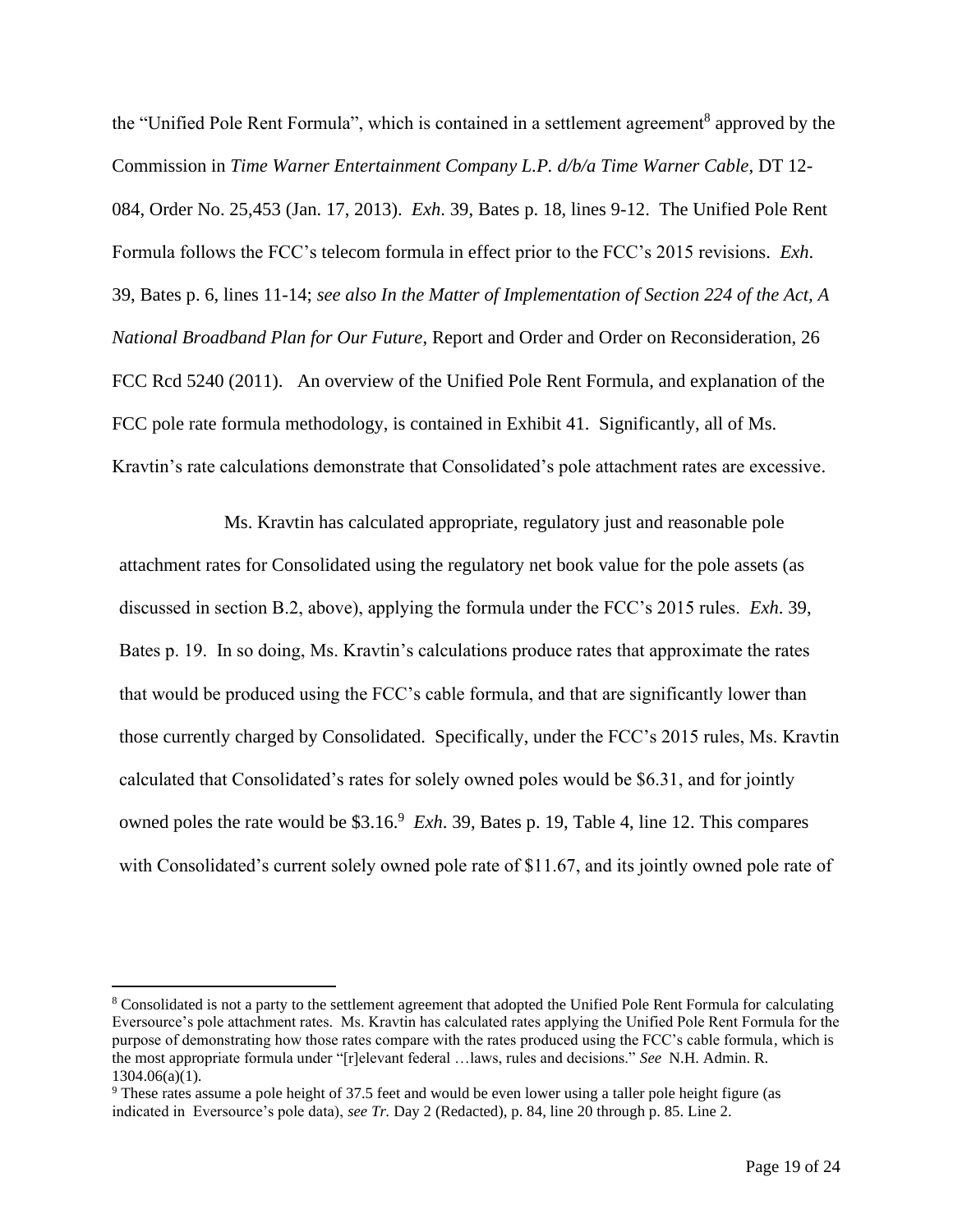the "Unified Pole Rent Formula", which is contained in a settlement agreement[8] approved by the Commission in *Time Warner Entertainment Company L.P. d/b/a Time Warner Cable*, DT 12-084, Order No. 25,453 (Jan. 17, 2013). *Exh.* 39, Bates p. 18, lines 9-12. The Unified Pole Rent Formula follows the FCC's telecom formula in effect prior to the FCC's 2015 revisions. *Exh.* 39, Bates p. 6, lines 11-14; *see also In the Matter of Implementation of Section 224 of the Act, A National Broadband Plan for Our Future*, Report and Order and Order on Reconsideration, 26 FCC Rcd 5240 (2011). An overview of the Unified Pole Rent Formula, and explanation of the FCC pole rate formula methodology, is contained in Exhibit 41. Significantly, all of Ms. Kravtin's rate calculations demonstrate that Consolidated's pole attachment rates are excessive.

Ms. Kravtin has calculated appropriate, regulatory just and reasonable pole attachment rates for Consolidated using the regulatory net book value for the pole assets (as discussed in section B.2, above), applying the formula under the FCC's 2015 rules. *Exh.* 39, Bates p. 19. In so doing, Ms. Kravtin's calculations produce rates that approximate the rates that would be produced using the FCC's cable formula, and that are significantly lower than those currently charged by Consolidated. Specifically, under the FCC's 2015 rules, Ms. Kravtin calculated that Consolidated's rates for solely owned poles would be \$6.31, and for jointly owned poles the rate would be \$3.16.[9] *Exh.* 39, Bates p. 19, Table 4, line 12. This compares with Consolidated's current solely owned pole rate of \$11.67, and its jointly owned pole rate of

---

[8] Consolidated is not a party to the settlement agreement that adopted the Unified Pole Rent Formula for calculating Eversource's pole attachment rates. Ms. Kravtin has calculated rates applying the Unified Pole Rent Formula for the purpose of demonstrating how those rates compare with the rates produced using the FCC's cable formula, which is the most appropriate formula under "[r]elevant federal …laws, rules and decisions." *See* N.H. Admin. R. 1304.06(a)(1).

[9] These rates assume a pole height of 37.5 feet and would be even lower using a taller pole height figure (as indicated in Eversource's pole data), *see Tr.* Day 2 (Redacted), p. 84, line 20 through p. 85. Line 2.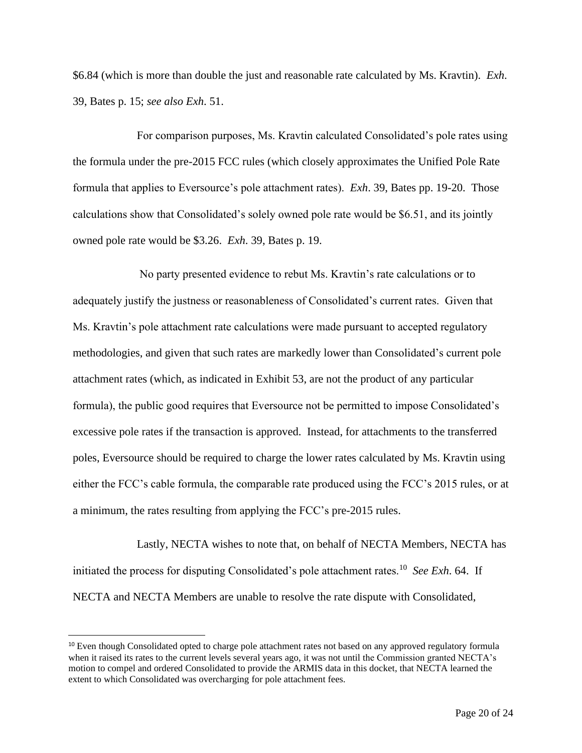$6.84 (which is more than double the just and reasonable rate calculated by Ms. Kravtin). *Exh.* 39, Bates p. 15; *see also Exh.* 51.

For comparison purposes, Ms. Kravtin calculated Consolidated's pole rates using the formula under the pre-2015 FCC rules (which closely approximates the Unified Pole Rate formula that applies to Eversource's pole attachment rates). *Exh*. 39, Bates pp. 19-20. Those calculations show that Consolidated's solely owned pole rate would be $6.51, and its jointly owned pole rate would be $3.26. *Exh.* 39, Bates p. 19.

No party presented evidence to rebut Ms. Kravtin's rate calculations or to adequately justify the justness or reasonableness of Consolidated's current rates. Given that Ms. Kravtin's pole attachment rate calculations were made pursuant to accepted regulatory methodologies, and given that such rates are markedly lower than Consolidated's current pole attachment rates (which, as indicated in Exhibit 53, are not the product of any particular formula), the public good requires that Eversource not be permitted to impose Consolidated's excessive pole rates if the transaction is approved. Instead, for attachments to the transferred poles, Eversource should be required to charge the lower rates calculated by Ms. Kravtin using either the FCC's cable formula, the comparable rate produced using the FCC's 2015 rules, or at a minimum, the rates resulting from applying the FCC's pre-2015 rules.

Lastly, NECTA wishes to note that, on behalf of NECTA Members, NECTA has initiated the process for disputing Consolidated's pole attachment rates.[10] *See Exh.* 64. If NECTA and NECTA Members are unable to resolve the rate dispute with Consolidated,

[10] Even though Consolidated opted to charge pole attachment rates not based on any approved regulatory formula when it raised its rates to the current levels several years ago, it was not until the Commission granted NECTA's motion to compel and ordered Consolidated to provide the ARMIS data in this docket, that NECTA learned the extent to which Consolidated was overcharging for pole attachment fees.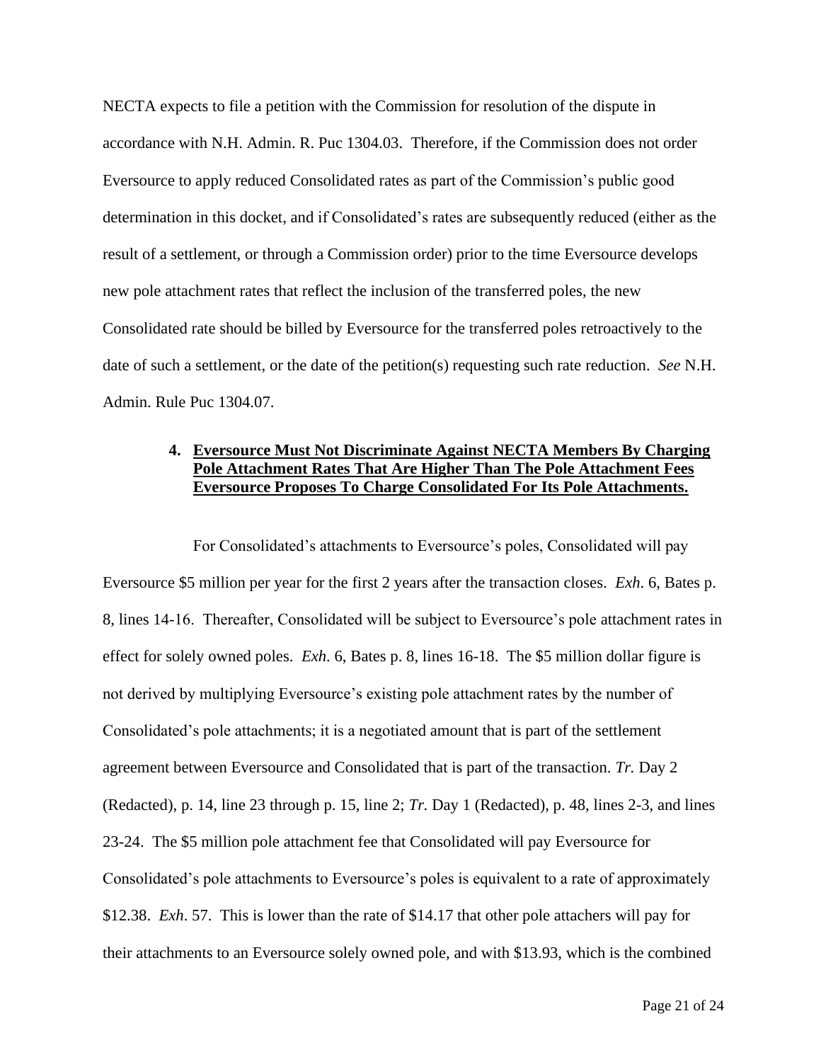NECTA expects to file a petition with the Commission for resolution of the dispute in accordance with N.H. Admin. R. Puc 1304.03. Therefore, if the Commission does not order Eversource to apply reduced Consolidated rates as part of the Commission's public good determination in this docket, and if Consolidated's rates are subsequently reduced (either as the result of a settlement, or through a Commission order) prior to the time Eversource develops new pole attachment rates that reflect the inclusion of the transferred poles, the new Consolidated rate should be billed by Eversource for the transferred poles retroactively to the date of such a settlement, or the date of the petition(s) requesting such rate reduction. *See* N.H. Admin. Rule Puc 1304.07.

### 4. Eversource Must Not Discriminate Against NECTA Members By Charging Pole Attachment Rates That Are Higher Than The Pole Attachment Fees Eversource Proposes To Charge Consolidated For Its Pole Attachments.

For Consolidated's attachments to Eversource's poles, Consolidated will pay Eversource $5 million per year for the first 2 years after the transaction closes. *Exh*. 6, Bates p. 8, lines 14-16. Thereafter, Consolidated will be subject to Eversource's pole attachment rates in effect for solely owned poles. *Exh*. 6, Bates p. 8, lines 16-18. The $5 million dollar figure is not derived by multiplying Eversource's existing pole attachment rates by the number of Consolidated's pole attachments; it is a negotiated amount that is part of the settlement agreement between Eversource and Consolidated that is part of the transaction. *Tr.* Day 2 (Redacted), p. 14, line 23 through p. 15, line 2; *Tr.* Day 1 (Redacted), p. 48, lines 2-3, and lines 23-24. The $5 million pole attachment fee that Consolidated will pay Eversource for Consolidated's pole attachments to Eversource's poles is equivalent to a rate of approximately $12.38. *Exh*. 57. This is lower than the rate of $14.17 that other pole attachers will pay for their attachments to an Eversource solely owned pole, and with $13.93, which is the combined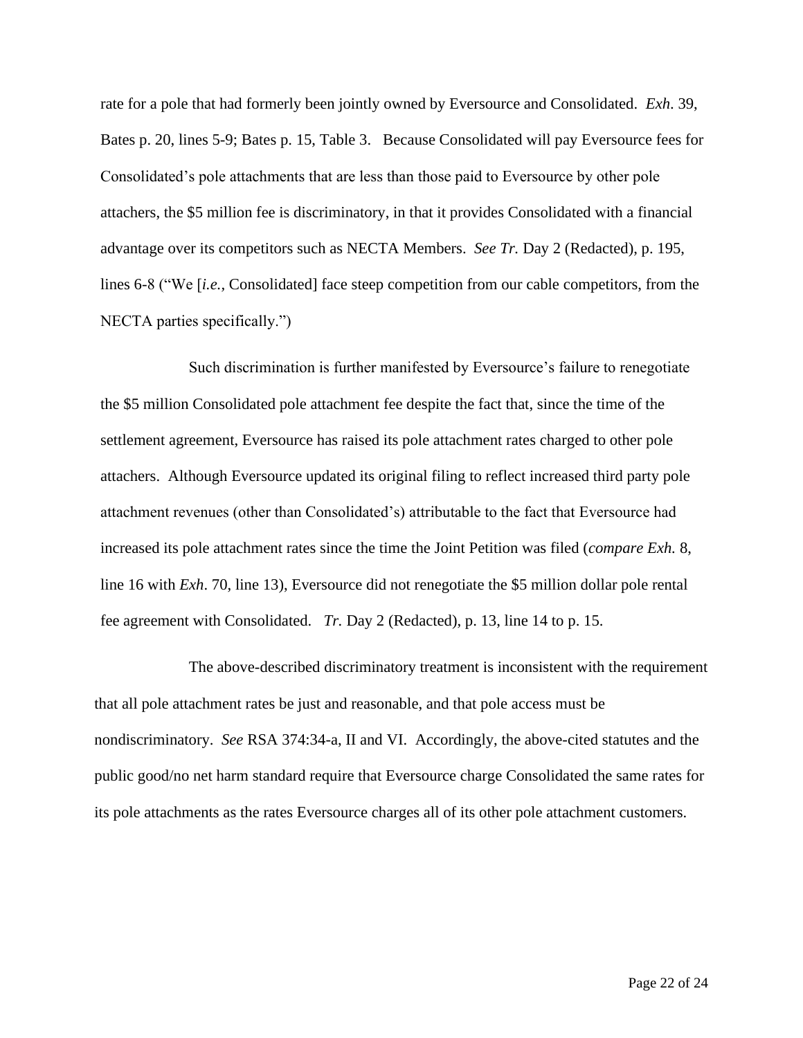rate for a pole that had formerly been jointly owned by Eversource and Consolidated. *Exh*. 39, Bates p. 20, lines 5-9; Bates p. 15, Table 3. Because Consolidated will pay Eversource fees for Consolidated's pole attachments that are less than those paid to Eversource by other pole attachers, the $5 million fee is discriminatory, in that it provides Consolidated with a financial advantage over its competitors such as NECTA Members. *See Tr.* Day 2 (Redacted), p. 195, lines 6-8 ("We [*i.e.,* Consolidated] face steep competition from our cable competitors, from the NECTA parties specifically.")

Such discrimination is further manifested by Eversource's failure to renegotiate the $5 million Consolidated pole attachment fee despite the fact that, since the time of the settlement agreement, Eversource has raised its pole attachment rates charged to other pole attachers. Although Eversource updated its original filing to reflect increased third party pole attachment revenues (other than Consolidated's) attributable to the fact that Eversource had increased its pole attachment rates since the time the Joint Petition was filed (*compare Exh.* 8, line 16 with *Exh*. 70, line 13), Eversource did not renegotiate the $5 million dollar pole rental fee agreement with Consolidated. *Tr.* Day 2 (Redacted), p. 13, line 14 to p. 15.

The above-described discriminatory treatment is inconsistent with the requirement that all pole attachment rates be just and reasonable, and that pole access must be nondiscriminatory. *See* RSA 374:34-a, II and VI. Accordingly, the above-cited statutes and the public good/no net harm standard require that Eversource charge Consolidated the same rates for its pole attachments as the rates Eversource charges all of its other pole attachment customers.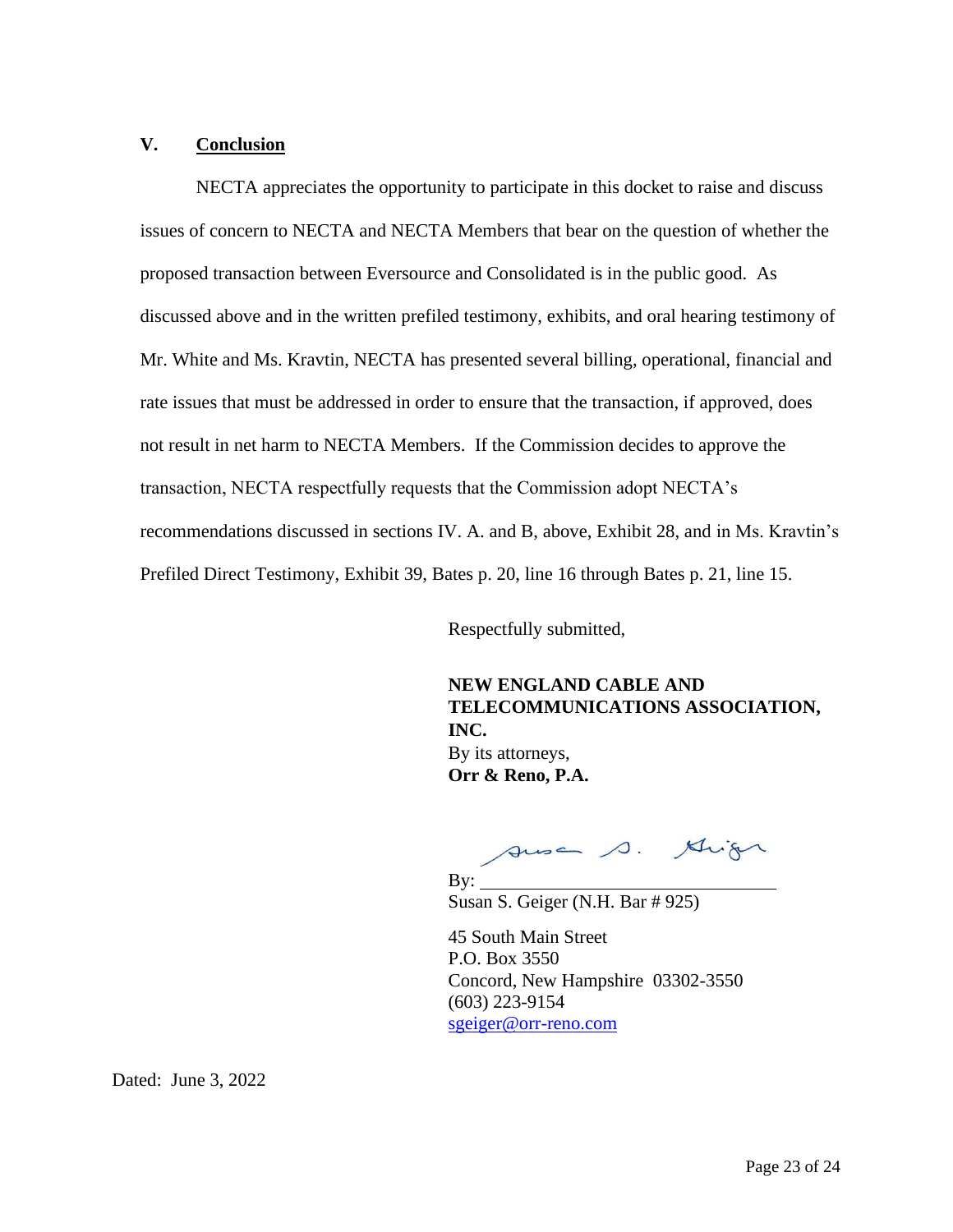## V. Conclusion

NECTA appreciates the opportunity to participate in this docket to raise and discuss issues of concern to NECTA and NECTA Members that bear on the question of whether the proposed transaction between Eversource and Consolidated is in the public good. As discussed above and in the written prefiled testimony, exhibits, and oral hearing testimony of Mr. White and Ms. Kravtin, NECTA has presented several billing, operational, financial and rate issues that must be addressed in order to ensure that the transaction, if approved, does not result in net harm to NECTA Members. If the Commission decides to approve the transaction, NECTA respectfully requests that the Commission adopt NECTA's recommendations discussed in sections IV. A. and B, above, Exhibit 28, and in Ms. Kravtin's Prefiled Direct Testimony, Exhibit 39, Bates p. 20, line 16 through Bates p. 21, line 15.

Respectfully submitted,

**NEW ENGLAND CABLE AND TELECOMMUNICATIONS ASSOCIATION, INC.**
By its attorneys,
**Orr & Reno, P.A.**

By: ______________________________
Susan S. Geiger (N.H. Bar # 925)

45 South Main Street
P.O. Box 3550
Concord, New Hampshire 03302-3550
(603) 223-9154
sgeiger@orr-reno.com

Dated: June 3, 2022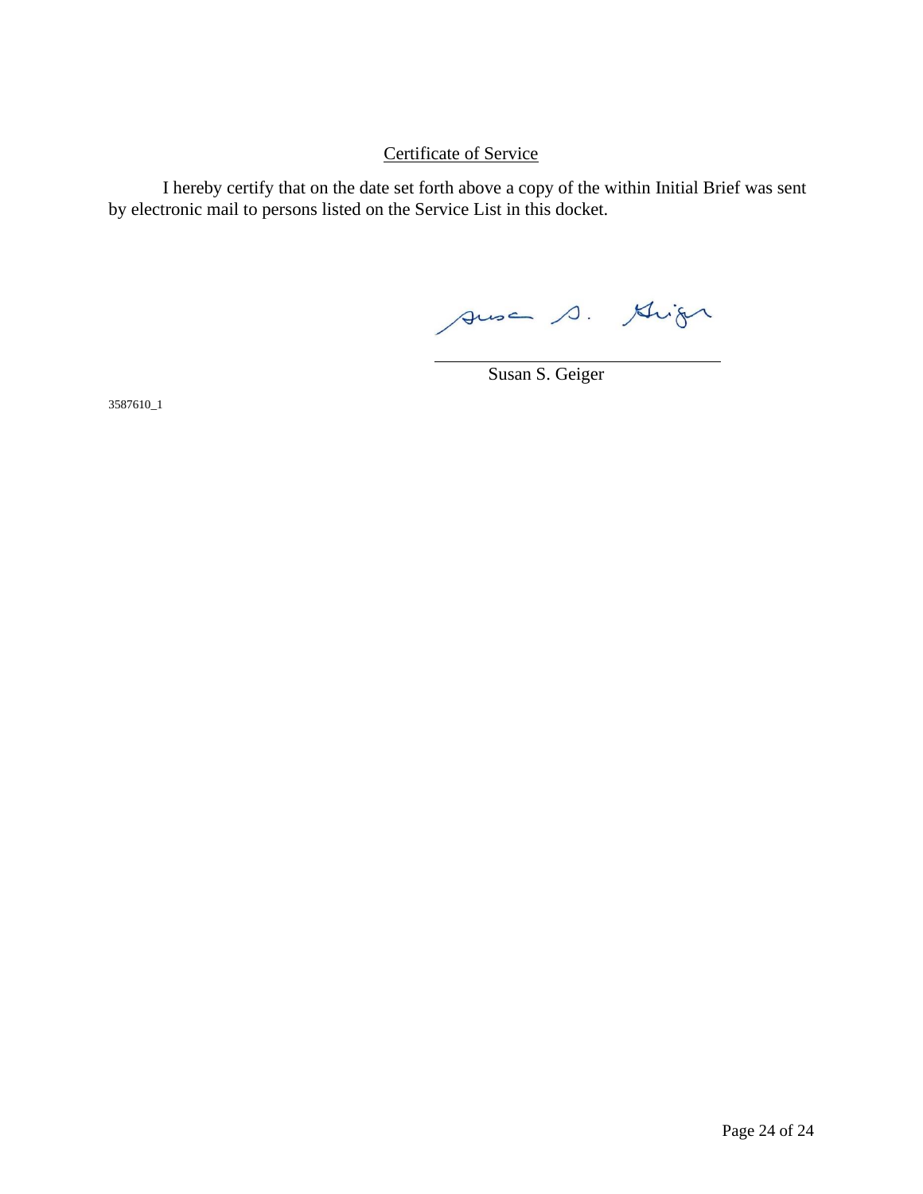## Certificate of Service

I hereby certify that on the date set forth above a copy of the within Initial Brief was sent by electronic mail to persons listed on the Service List in this docket.

Susan S. Geiger

3587610_1